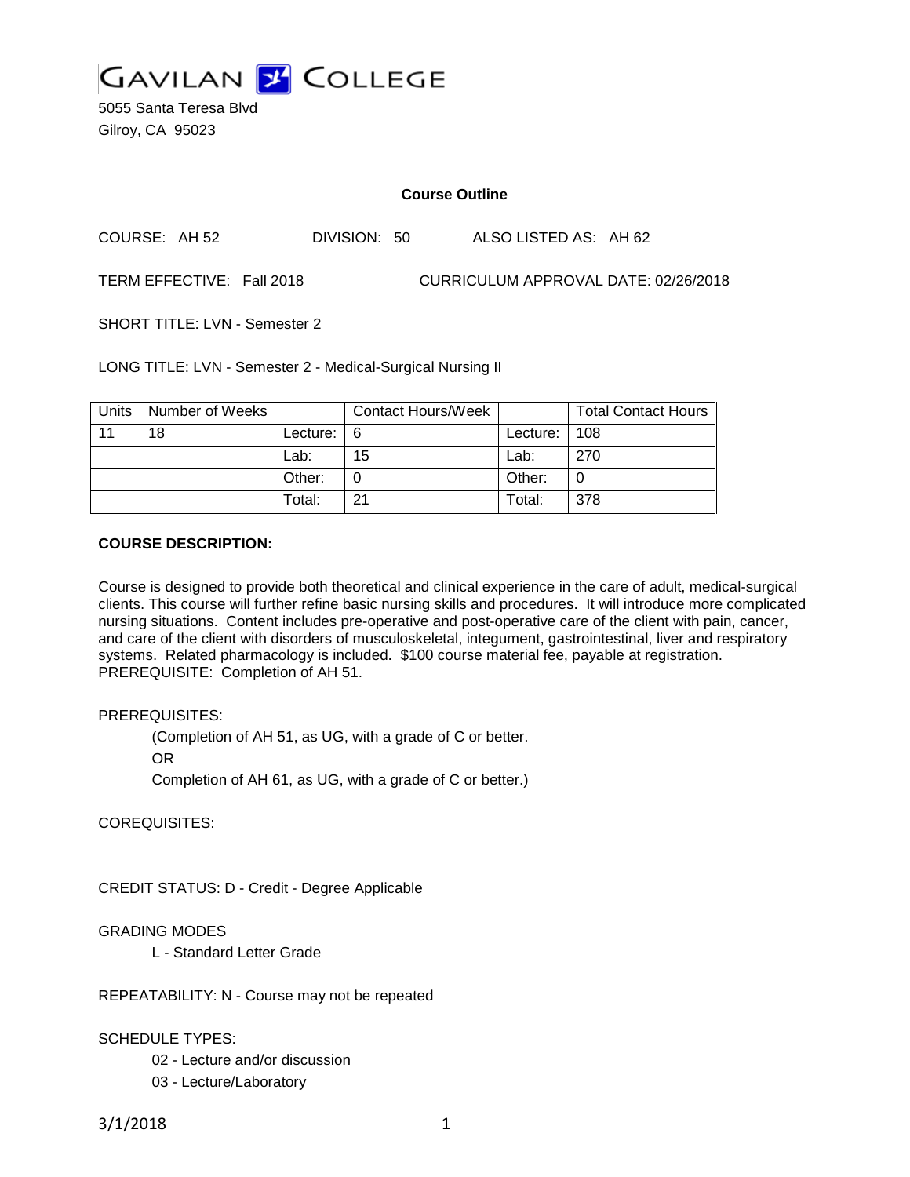# GAVILAN COLLEGE

5055 Santa Teresa Blvd
Gilroy, CA 95023

**Course Outline**

COURSE: AH 52 DIVISION: 50 ALSO LISTED AS: AH 62

TERM EFFECTIVE: Fall 2018 CURRICULUM APPROVAL DATE: 02/26/2018

SHORT TITLE: LVN - Semester 2

LONG TITLE: LVN - Semester 2 - Medical-Surgical Nursing II

| Units | Number of Weeks | | Contact Hours/Week | | Total Contact Hours |
|---|---|---|---|---|---|
| 11 | 18 | Lecture: | 6 | Lecture: | 108 |
| | | Lab: | 15 | Lab: | 270 |
| | | Other: | 0 | Other: | 0 |
| | | Total: | 21 | Total: | 378 |

**COURSE DESCRIPTION:**

Course is designed to provide both theoretical and clinical experience in the care of adult, medical-surgical clients. This course will further refine basic nursing skills and procedures. It will introduce more complicated nursing situations. Content includes pre-operative and post-operative care of the client with pain, cancer, and care of the client with disorders of musculoskeletal, integument, gastrointestinal, liver and respiratory systems. Related pharmacology is included. $100 course material fee, payable at registration. PREREQUISITE: Completion of AH 51.

PREREQUISITES:

(Completion of AH 51, as UG, with a grade of C or better.
OR
Completion of AH 61, as UG, with a grade of C or better.)

COREQUISITES:

CREDIT STATUS: D - Credit - Degree Applicable

GRADING MODES

L - Standard Letter Grade

REPEATABILITY: N - Course may not be repeated

SCHEDULE TYPES:

02 - Lecture and/or discussion
03 - Lecture/Laboratory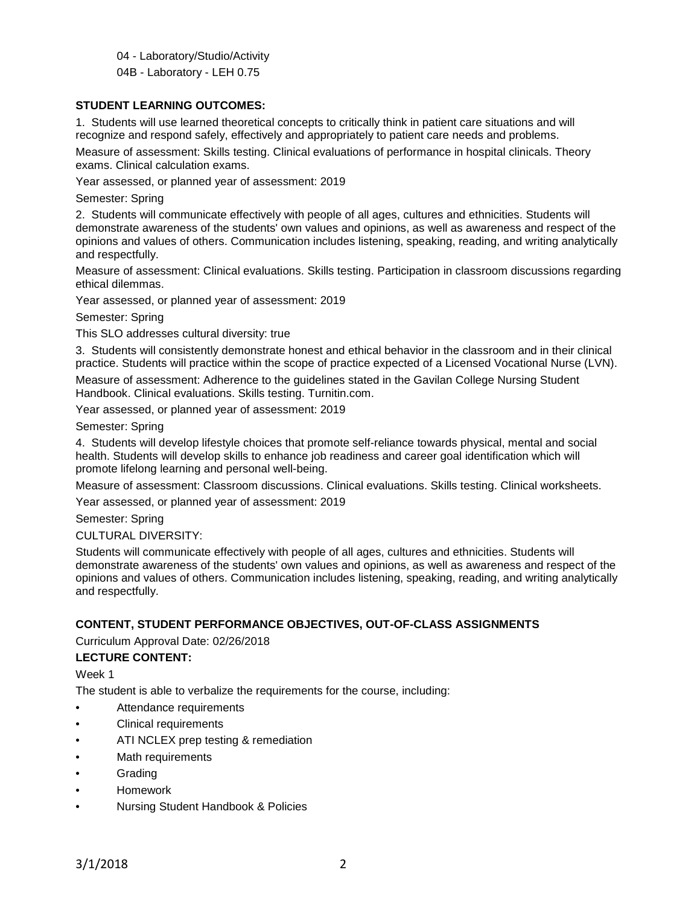04 - Laboratory/Studio/Activity

04B - Laboratory - LEH 0.75

**STUDENT LEARNING OUTCOMES:**

1. Students will use learned theoretical concepts to critically think in patient care situations and will recognize and respond safely, effectively and appropriately to patient care needs and problems.

Measure of assessment: Skills testing. Clinical evaluations of performance in hospital clinicals. Theory exams. Clinical calculation exams.

Year assessed, or planned year of assessment: 2019

Semester: Spring

2. Students will communicate effectively with people of all ages, cultures and ethnicities. Students will demonstrate awareness of the students' own values and opinions, as well as awareness and respect of the opinions and values of others. Communication includes listening, speaking, reading, and writing analytically and respectfully.

Measure of assessment: Clinical evaluations. Skills testing. Participation in classroom discussions regarding ethical dilemmas.

Year assessed, or planned year of assessment: 2019

Semester: Spring

This SLO addresses cultural diversity: true

3. Students will consistently demonstrate honest and ethical behavior in the classroom and in their clinical practice. Students will practice within the scope of practice expected of a Licensed Vocational Nurse (LVN).

Measure of assessment: Adherence to the guidelines stated in the Gavilan College Nursing Student Handbook. Clinical evaluations. Skills testing. Turnitin.com.

Year assessed, or planned year of assessment: 2019

Semester: Spring

4. Students will develop lifestyle choices that promote self-reliance towards physical, mental and social health. Students will develop skills to enhance job readiness and career goal identification which will promote lifelong learning and personal well-being.

Measure of assessment: Classroom discussions. Clinical evaluations. Skills testing. Clinical worksheets.

Year assessed, or planned year of assessment: 2019

Semester: Spring

CULTURAL DIVERSITY:

Students will communicate effectively with people of all ages, cultures and ethnicities. Students will demonstrate awareness of the students' own values and opinions, as well as awareness and respect of the opinions and values of others. Communication includes listening, speaking, reading, and writing analytically and respectfully.

**CONTENT, STUDENT PERFORMANCE OBJECTIVES, OUT-OF-CLASS ASSIGNMENTS**

Curriculum Approval Date: 02/26/2018

**LECTURE CONTENT:**

Week 1

The student is able to verbalize the requirements for the course, including:

- Attendance requirements
- Clinical requirements
- ATI NCLEX prep testing & remediation
- Math requirements
- Grading
- Homework
- Nursing Student Handbook & Policies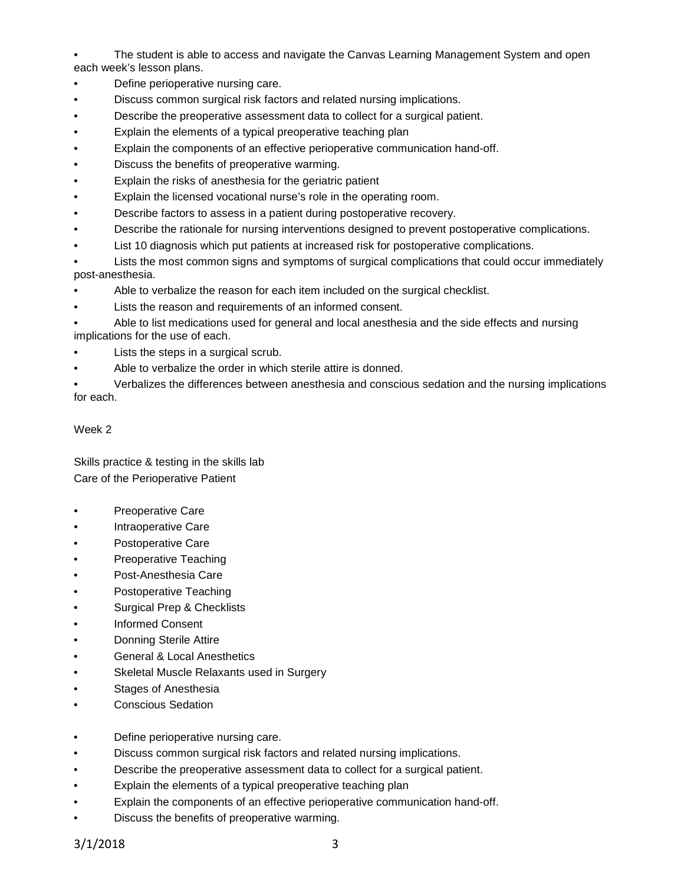- The student is able to access and navigate the Canvas Learning Management System and open each week's lesson plans.
- Define perioperative nursing care.
- Discuss common surgical risk factors and related nursing implications.
- Describe the preoperative assessment data to collect for a surgical patient.
- Explain the elements of a typical preoperative teaching plan
- Explain the components of an effective perioperative communication hand-off.
- Discuss the benefits of preoperative warming.
- Explain the risks of anesthesia for the geriatric patient
- Explain the licensed vocational nurse's role in the operating room.
- Describe factors to assess in a patient during postoperative recovery.
- Describe the rationale for nursing interventions designed to prevent postoperative complications.
- List 10 diagnosis which put patients at increased risk for postoperative complications.
- Lists the most common signs and symptoms of surgical complications that could occur immediately post-anesthesia.
- Able to verbalize the reason for each item included on the surgical checklist.
- Lists the reason and requirements of an informed consent.
- Able to list medications used for general and local anesthesia and the side effects and nursing implications for the use of each.
- Lists the steps in a surgical scrub.
- Able to verbalize the order in which sterile attire is donned.
- Verbalizes the differences between anesthesia and conscious sedation and the nursing implications for each.

Week 2

Skills practice & testing in the skills lab
Care of the Perioperative Patient

- Preoperative Care
- Intraoperative Care
- Postoperative Care
- Preoperative Teaching
- Post-Anesthesia Care
- Postoperative Teaching
- Surgical Prep & Checklists
- Informed Consent
- Donning Sterile Attire
- General & Local Anesthetics
- Skeletal Muscle Relaxants used in Surgery
- Stages of Anesthesia
- Conscious Sedation

- Define perioperative nursing care.
- Discuss common surgical risk factors and related nursing implications.
- Describe the preoperative assessment data to collect for a surgical patient.
- Explain the elements of a typical preoperative teaching plan
- Explain the components of an effective perioperative communication hand-off.
- Discuss the benefits of preoperative warming.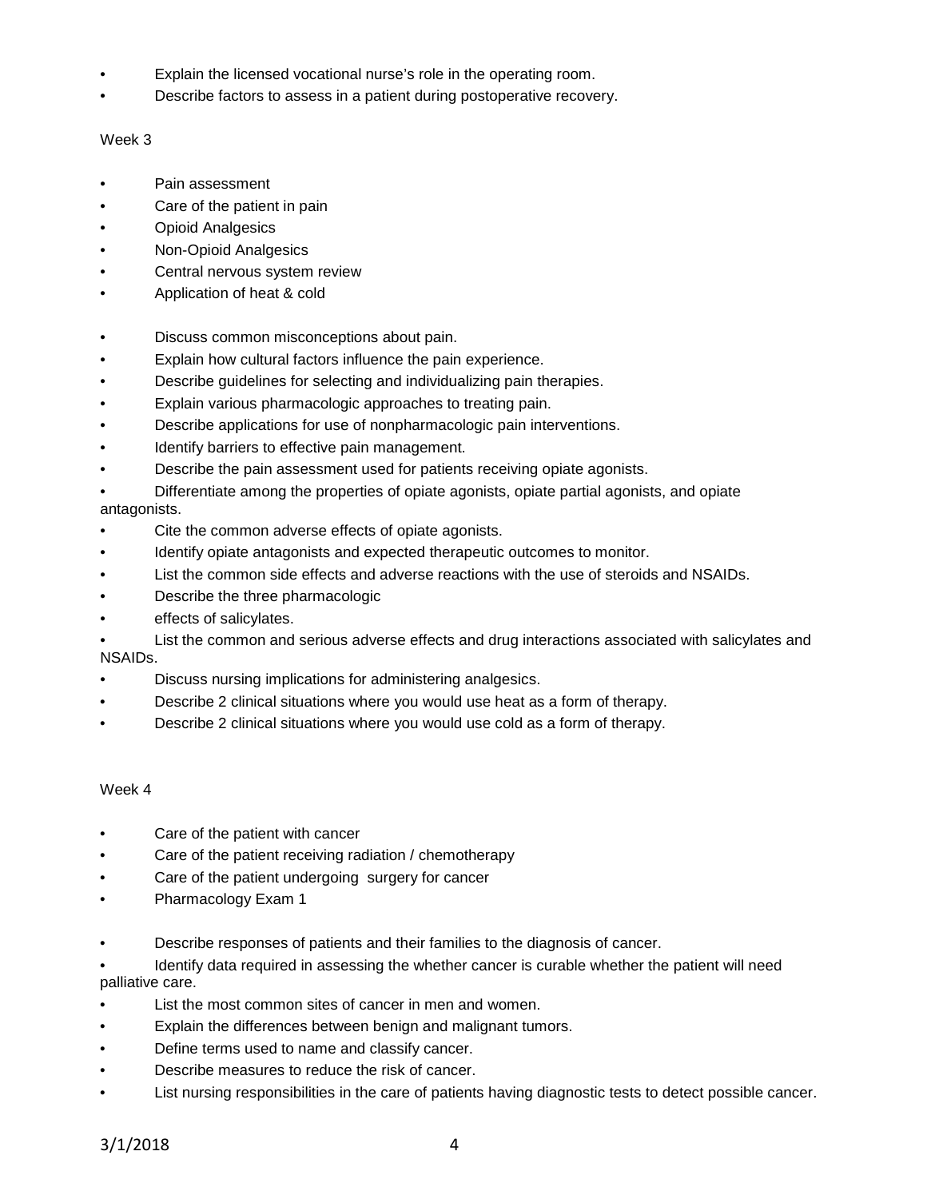- Explain the licensed vocational nurse's role in the operating room.
- Describe factors to assess in a patient during postoperative recovery.

Week 3

- Pain assessment
- Care of the patient in pain
- Opioid Analgesics
- Non-Opioid Analgesics
- Central nervous system review
- Application of heat & cold

- Discuss common misconceptions about pain.
- Explain how cultural factors influence the pain experience.
- Describe guidelines for selecting and individualizing pain therapies.
- Explain various pharmacologic approaches to treating pain.
- Describe applications for use of nonpharmacologic pain interventions.
- Identify barriers to effective pain management.
- Describe the pain assessment used for patients receiving opiate agonists.
- Differentiate among the properties of opiate agonists, opiate partial agonists, and opiate antagonists.
- Cite the common adverse effects of opiate agonists.
- Identify opiate antagonists and expected therapeutic outcomes to monitor.
- List the common side effects and adverse reactions with the use of steroids and NSAIDs.
- Describe the three pharmacologic
- effects of salicylates.
- List the common and serious adverse effects and drug interactions associated with salicylates and NSAIDs.
- Discuss nursing implications for administering analgesics.
- Describe 2 clinical situations where you would use heat as a form of therapy.
- Describe 2 clinical situations where you would use cold as a form of therapy.

Week 4

- Care of the patient with cancer
- Care of the patient receiving radiation / chemotherapy
- Care of the patient undergoing surgery for cancer
- Pharmacology Exam 1

- Describe responses of patients and their families to the diagnosis of cancer.
- Identify data required in assessing the whether cancer is curable whether the patient will need palliative care.
- List the most common sites of cancer in men and women.
- Explain the differences between benign and malignant tumors.
- Define terms used to name and classify cancer.
- Describe measures to reduce the risk of cancer.
- List nursing responsibilities in the care of patients having diagnostic tests to detect possible cancer.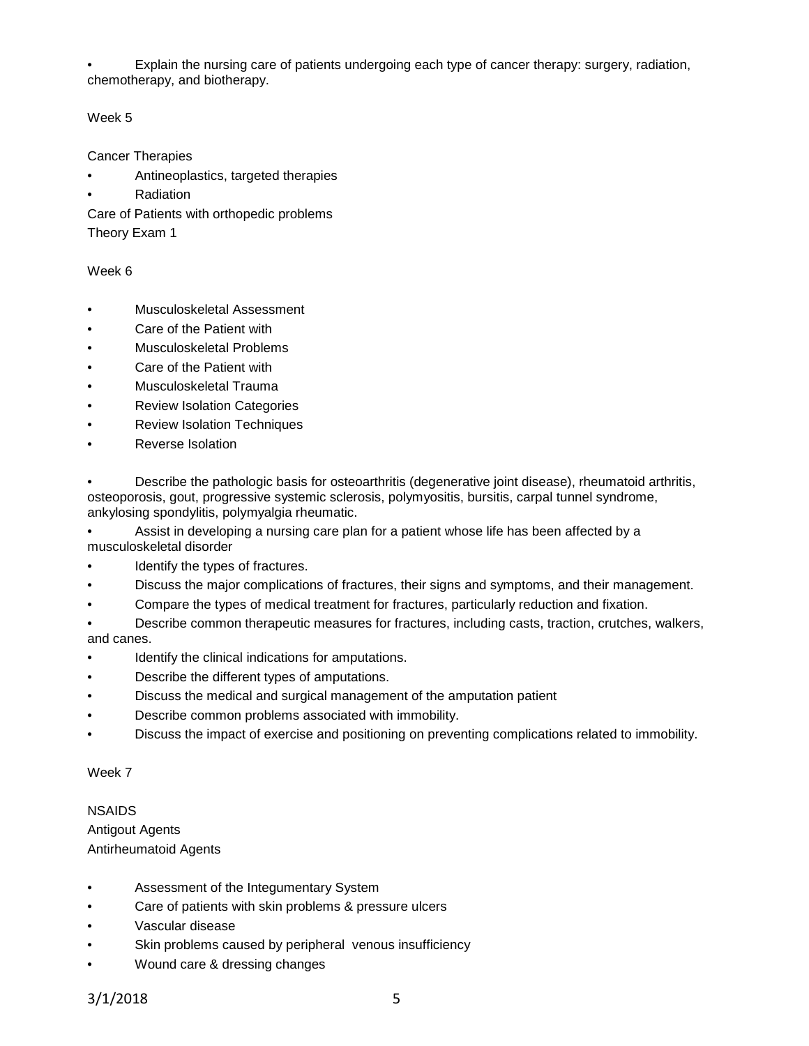- Explain the nursing care of patients undergoing each type of cancer therapy: surgery, radiation, chemotherapy, and biotherapy.

Week 5

Cancer Therapies

- Antineoplastics, targeted therapies
- Radiation

Care of Patients with orthopedic problems

Theory Exam 1

Week 6

- Musculoskeletal Assessment
- Care of the Patient with
- Musculoskeletal Problems
- Care of the Patient with
- Musculoskeletal Trauma
- Review Isolation Categories
- Review Isolation Techniques
- Reverse Isolation

- Describe the pathologic basis for osteoarthritis (degenerative joint disease), rheumatoid arthritis, osteoporosis, gout, progressive systemic sclerosis, polymyositis, bursitis, carpal tunnel syndrome, ankylosing spondylitis, polymyalgia rheumatic.
- Assist in developing a nursing care plan for a patient whose life has been affected by a musculoskeletal disorder
- Identify the types of fractures.
- Discuss the major complications of fractures, their signs and symptoms, and their management.
- Compare the types of medical treatment for fractures, particularly reduction and fixation.
- Describe common therapeutic measures for fractures, including casts, traction, crutches, walkers, and canes.
- Identify the clinical indications for amputations.
- Describe the different types of amputations.
- Discuss the medical and surgical management of the amputation patient
- Describe common problems associated with immobility.
- Discuss the impact of exercise and positioning on preventing complications related to immobility.

Week 7

NSAIDS

Antigout Agents

Antirheumatoid Agents

- Assessment of the Integumentary System
- Care of patients with skin problems & pressure ulcers
- Vascular disease
- Skin problems caused by peripheral venous insufficiency
- Wound care & dressing changes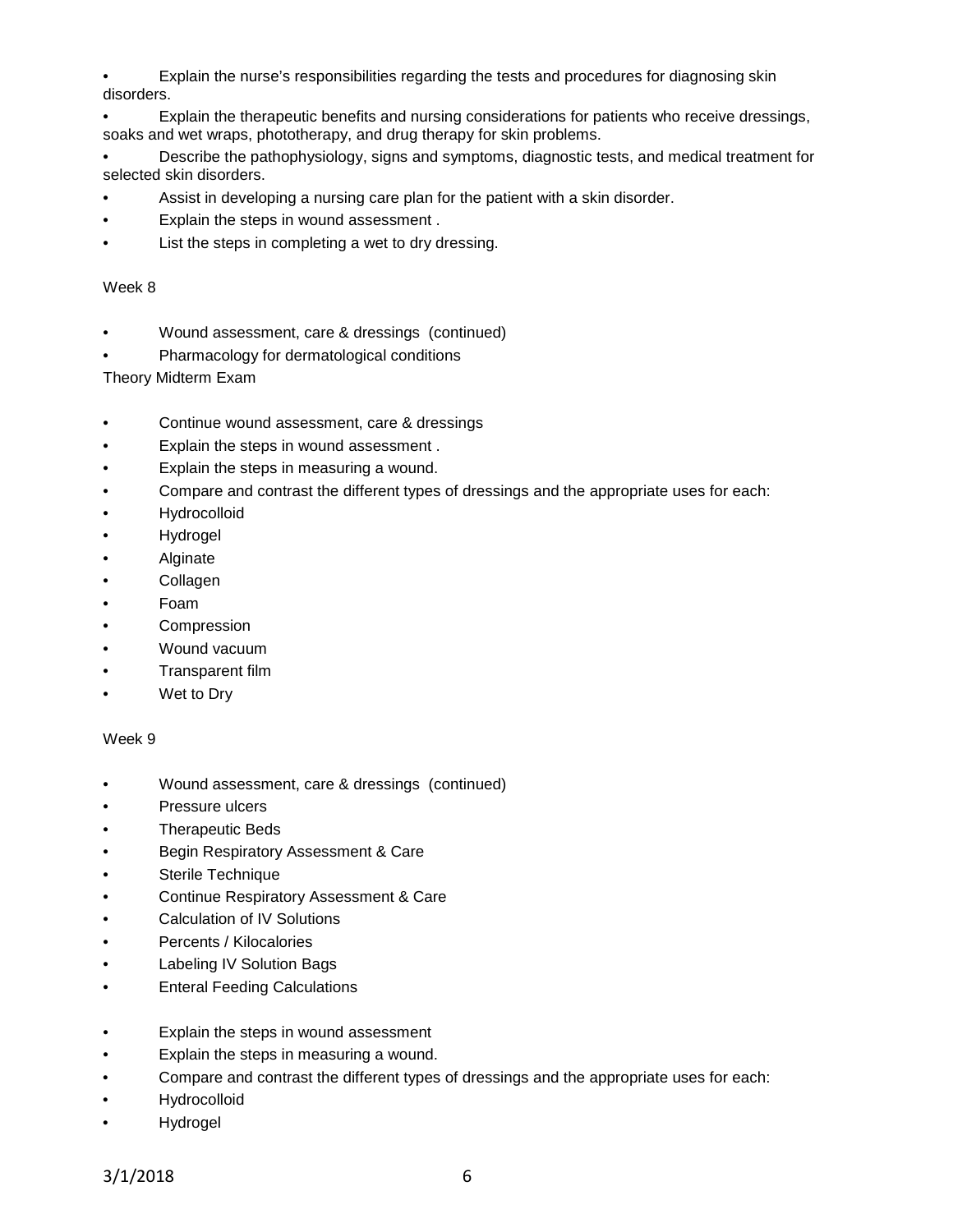- Explain the nurse's responsibilities regarding the tests and procedures for diagnosing skin disorders.
- Explain the therapeutic benefits and nursing considerations for patients who receive dressings, soaks and wet wraps, phototherapy, and drug therapy for skin problems.
- Describe the pathophysiology, signs and symptoms, diagnostic tests, and medical treatment for selected skin disorders.
- Assist in developing a nursing care plan for the patient with a skin disorder.
- Explain the steps in wound assessment .
- List the steps in completing a wet to dry dressing.

Week 8

- Wound assessment, care & dressings (continued)
- Pharmacology for dermatological conditions

Theory Midterm Exam

- Continue wound assessment, care & dressings
- Explain the steps in wound assessment .
- Explain the steps in measuring a wound.
- Compare and contrast the different types of dressings and the appropriate uses for each:
- Hydrocolloid
- Hydrogel
- Alginate
- Collagen
- Foam
- Compression
- Wound vacuum
- Transparent film
- Wet to Dry

Week 9

- Wound assessment, care & dressings (continued)
- Pressure ulcers
- Therapeutic Beds
- Begin Respiratory Assessment & Care
- Sterile Technique
- Continue Respiratory Assessment & Care
- Calculation of IV Solutions
- Percents / Kilocalories
- Labeling IV Solution Bags
- Enteral Feeding Calculations

- Explain the steps in wound assessment
- Explain the steps in measuring a wound.
- Compare and contrast the different types of dressings and the appropriate uses for each:
- Hydrocolloid
- Hydrogel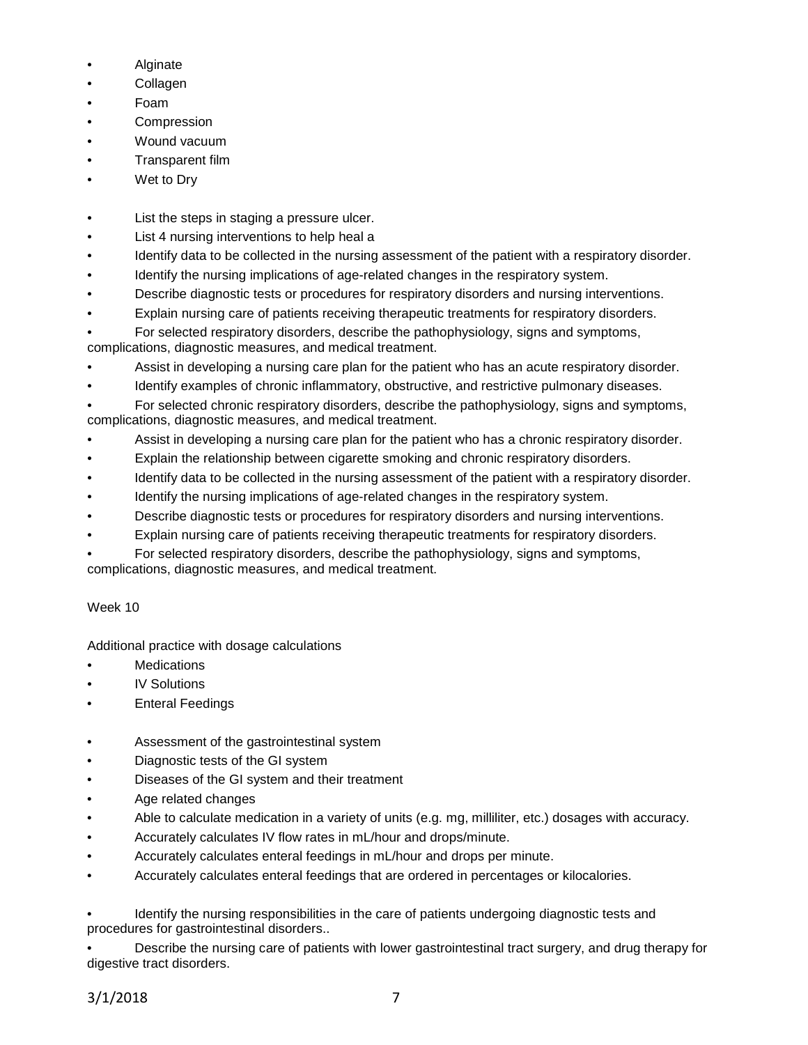- Alginate
- Collagen
- Foam
- Compression
- Wound vacuum
- Transparent film
- Wet to Dry

- List the steps in staging a pressure ulcer.
- List 4 nursing interventions to help heal a
- Identify data to be collected in the nursing assessment of the patient with a respiratory disorder.
- Identify the nursing implications of age-related changes in the respiratory system.
- Describe diagnostic tests or procedures for respiratory disorders and nursing interventions.
- Explain nursing care of patients receiving therapeutic treatments for respiratory disorders.
- For selected respiratory disorders, describe the pathophysiology, signs and symptoms, complications, diagnostic measures, and medical treatment.
- Assist in developing a nursing care plan for the patient who has an acute respiratory disorder.
- Identify examples of chronic inflammatory, obstructive, and restrictive pulmonary diseases.
- For selected chronic respiratory disorders, describe the pathophysiology, signs and symptoms, complications, diagnostic measures, and medical treatment.
- Assist in developing a nursing care plan for the patient who has a chronic respiratory disorder.
- Explain the relationship between cigarette smoking and chronic respiratory disorders.
- Identify data to be collected in the nursing assessment of the patient with a respiratory disorder.
- Identify the nursing implications of age-related changes in the respiratory system.
- Describe diagnostic tests or procedures for respiratory disorders and nursing interventions.
- Explain nursing care of patients receiving therapeutic treatments for respiratory disorders.
- For selected respiratory disorders, describe the pathophysiology, signs and symptoms, complications, diagnostic measures, and medical treatment.

Week 10

Additional practice with dosage calculations

- Medications
- IV Solutions
- Enteral Feedings

- Assessment of the gastrointestinal system
- Diagnostic tests of the GI system
- Diseases of the GI system and their treatment
- Age related changes
- Able to calculate medication in a variety of units (e.g. mg, milliliter, etc.) dosages with accuracy.
- Accurately calculates IV flow rates in mL/hour and drops/minute.
- Accurately calculates enteral feedings in mL/hour and drops per minute.
- Accurately calculates enteral feedings that are ordered in percentages or kilocalories.

- Identify the nursing responsibilities in the care of patients undergoing diagnostic tests and procedures for gastrointestinal disorders..
- Describe the nursing care of patients with lower gastrointestinal tract surgery, and drug therapy for digestive tract disorders.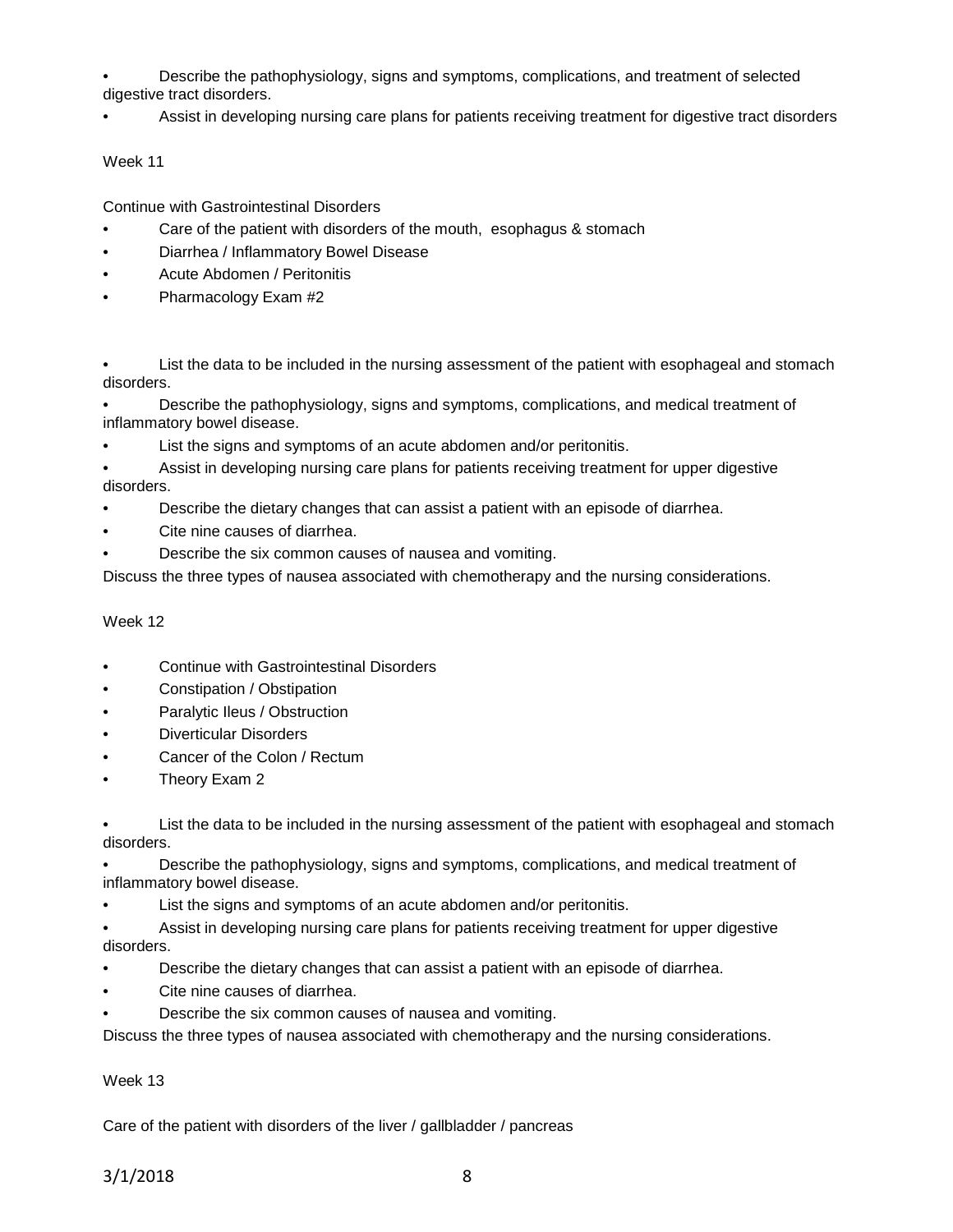- Describe the pathophysiology, signs and symptoms, complications, and treatment of selected digestive tract disorders.
- Assist in developing nursing care plans for patients receiving treatment for digestive tract disorders

Week 11

Continue with Gastrointestinal Disorders

- Care of the patient with disorders of the mouth, esophagus & stomach
- Diarrhea / Inflammatory Bowel Disease
- Acute Abdomen / Peritonitis
- Pharmacology Exam #2

- List the data to be included in the nursing assessment of the patient with esophageal and stomach disorders.
- Describe the pathophysiology, signs and symptoms, complications, and medical treatment of inflammatory bowel disease.
- List the signs and symptoms of an acute abdomen and/or peritonitis.
- Assist in developing nursing care plans for patients receiving treatment for upper digestive disorders.
- Describe the dietary changes that can assist a patient with an episode of diarrhea.
- Cite nine causes of diarrhea.
- Describe the six common causes of nausea and vomiting.

Discuss the three types of nausea associated with chemotherapy and the nursing considerations.

Week 12

- Continue with Gastrointestinal Disorders
- Constipation / Obstipation
- Paralytic Ileus / Obstruction
- Diverticular Disorders
- Cancer of the Colon / Rectum
- Theory Exam 2

- List the data to be included in the nursing assessment of the patient with esophageal and stomach disorders.
- Describe the pathophysiology, signs and symptoms, complications, and medical treatment of inflammatory bowel disease.
- List the signs and symptoms of an acute abdomen and/or peritonitis.
- Assist in developing nursing care plans for patients receiving treatment for upper digestive disorders.
- Describe the dietary changes that can assist a patient with an episode of diarrhea.
- Cite nine causes of diarrhea.
- Describe the six common causes of nausea and vomiting.

Discuss the three types of nausea associated with chemotherapy and the nursing considerations.

Week 13

Care of the patient with disorders of the liver / gallbladder / pancreas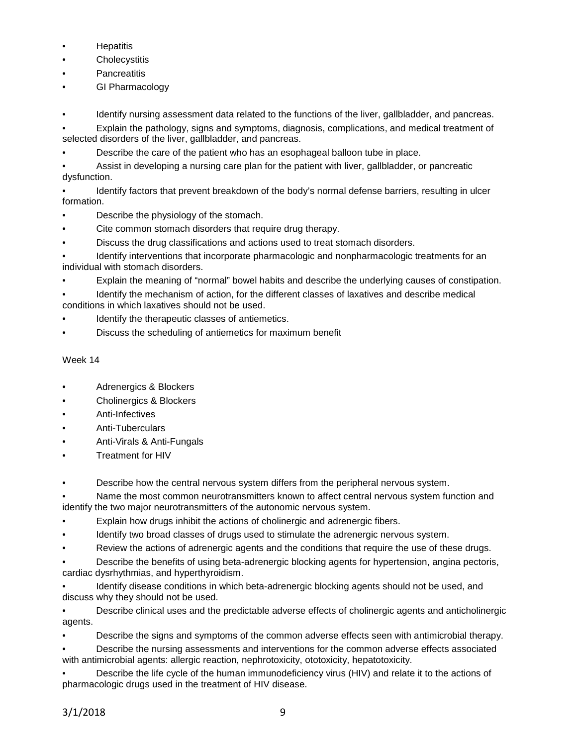- Hepatitis
- Cholecystitis
- Pancreatitis
- GI Pharmacology

- Identify nursing assessment data related to the functions of the liver, gallbladder, and pancreas.
- Explain the pathology, signs and symptoms, diagnosis, complications, and medical treatment of selected disorders of the liver, gallbladder, and pancreas.
- Describe the care of the patient who has an esophageal balloon tube in place.
- Assist in developing a nursing care plan for the patient with liver, gallbladder, or pancreatic dysfunction.
- Identify factors that prevent breakdown of the body's normal defense barriers, resulting in ulcer formation.
- Describe the physiology of the stomach.
- Cite common stomach disorders that require drug therapy.
- Discuss the drug classifications and actions used to treat stomach disorders.
- Identify interventions that incorporate pharmacologic and nonpharmacologic treatments for an individual with stomach disorders.
- Explain the meaning of "normal" bowel habits and describe the underlying causes of constipation.
- Identify the mechanism of action, for the different classes of laxatives and describe medical conditions in which laxatives should not be used.
- Identify the therapeutic classes of antiemetics.
- Discuss the scheduling of antiemetics for maximum benefit

Week 14

- Adrenergics & Blockers
- Cholinergics & Blockers
- Anti-Infectives
- Anti-Tuberculars
- Anti-Virals & Anti-Fungals
- Treatment for HIV

- Describe how the central nervous system differs from the peripheral nervous system.
- Name the most common neurotransmitters known to affect central nervous system function and identify the two major neurotransmitters of the autonomic nervous system.
- Explain how drugs inhibit the actions of cholinergic and adrenergic fibers.
- Identify two broad classes of drugs used to stimulate the adrenergic nervous system.
- Review the actions of adrenergic agents and the conditions that require the use of these drugs.
- Describe the benefits of using beta-adrenergic blocking agents for hypertension, angina pectoris, cardiac dysrhythmias, and hyperthyroidism.
- Identify disease conditions in which beta-adrenergic blocking agents should not be used, and discuss why they should not be used.
- Describe clinical uses and the predictable adverse effects of cholinergic agents and anticholinergic agents.
- Describe the signs and symptoms of the common adverse effects seen with antimicrobial therapy.
- Describe the nursing assessments and interventions for the common adverse effects associated with antimicrobial agents: allergic reaction, nephrotoxicity, ototoxicity, hepatotoxicity.
- Describe the life cycle of the human immunodeficiency virus (HIV) and relate it to the actions of pharmacologic drugs used in the treatment of HIV disease.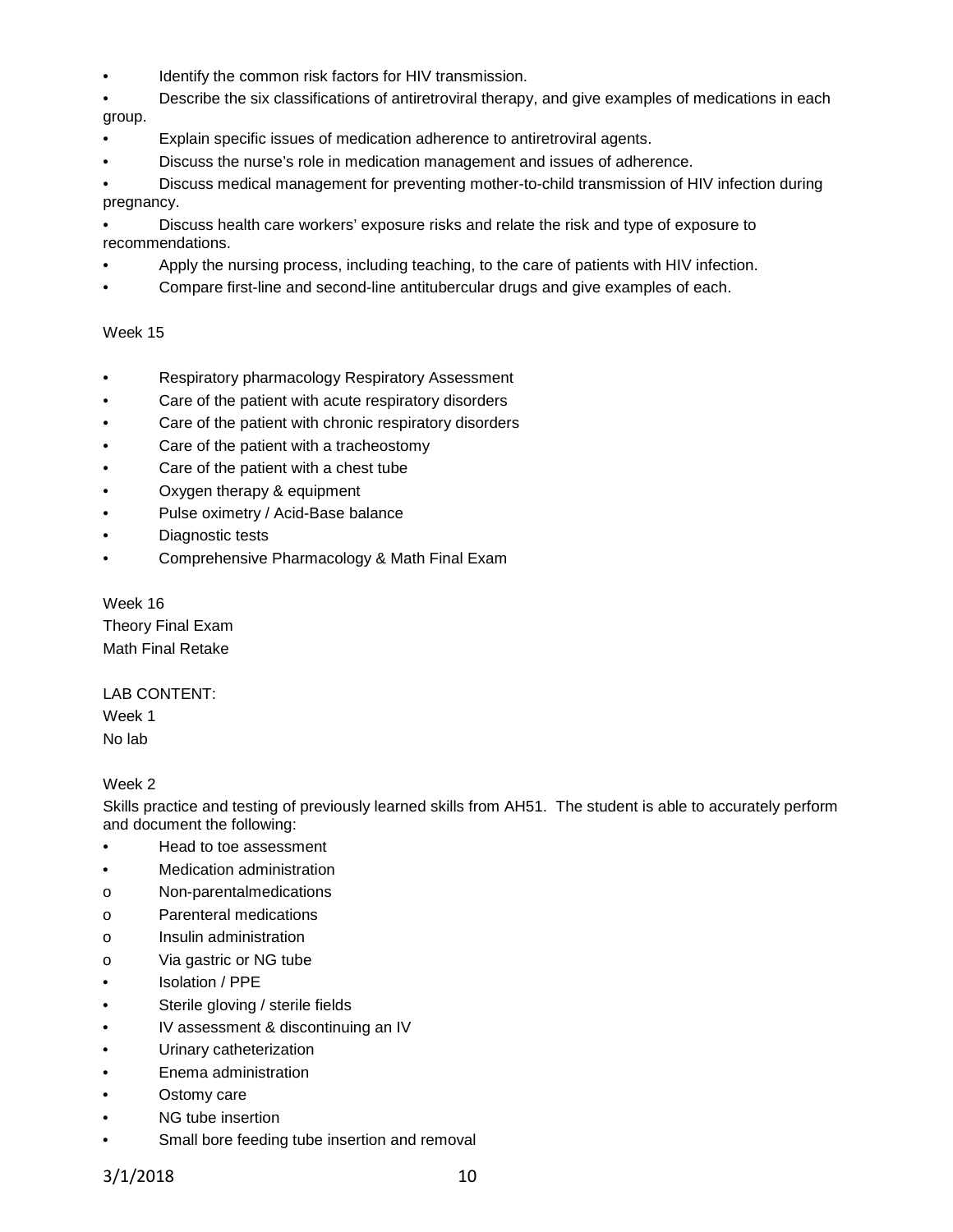- Identify the common risk factors for HIV transmission.
- Describe the six classifications of antiretroviral therapy, and give examples of medications in each group.
- Explain specific issues of medication adherence to antiretroviral agents.
- Discuss the nurse's role in medication management and issues of adherence.
- Discuss medical management for preventing mother-to-child transmission of HIV infection during pregnancy.
- Discuss health care workers' exposure risks and relate the risk and type of exposure to recommendations.
- Apply the nursing process, including teaching, to the care of patients with HIV infection.
- Compare first-line and second-line antitubercular drugs and give examples of each.

Week 15

- Respiratory pharmacology Respiratory Assessment
- Care of the patient with acute respiratory disorders
- Care of the patient with chronic respiratory disorders
- Care of the patient with a tracheostomy
- Care of the patient with a chest tube
- Oxygen therapy & equipment
- Pulse oximetry / Acid-Base balance
- Diagnostic tests
- Comprehensive Pharmacology & Math Final Exam

Week 16
Theory Final Exam
Math Final Retake

LAB CONTENT:
Week 1
No lab

Week 2
Skills practice and testing of previously learned skills from AH51. The student is able to accurately perform and document the following:

- Head to toe assessment
- Medication administration
  - Non-parentalmedications
  - Parenteral medications
  - Insulin administration
  - Via gastric or NG tube
- Isolation / PPE
- Sterile gloving / sterile fields
- IV assessment & discontinuing an IV
- Urinary catheterization
- Enema administration
- Ostomy care
- NG tube insertion
- Small bore feeding tube insertion and removal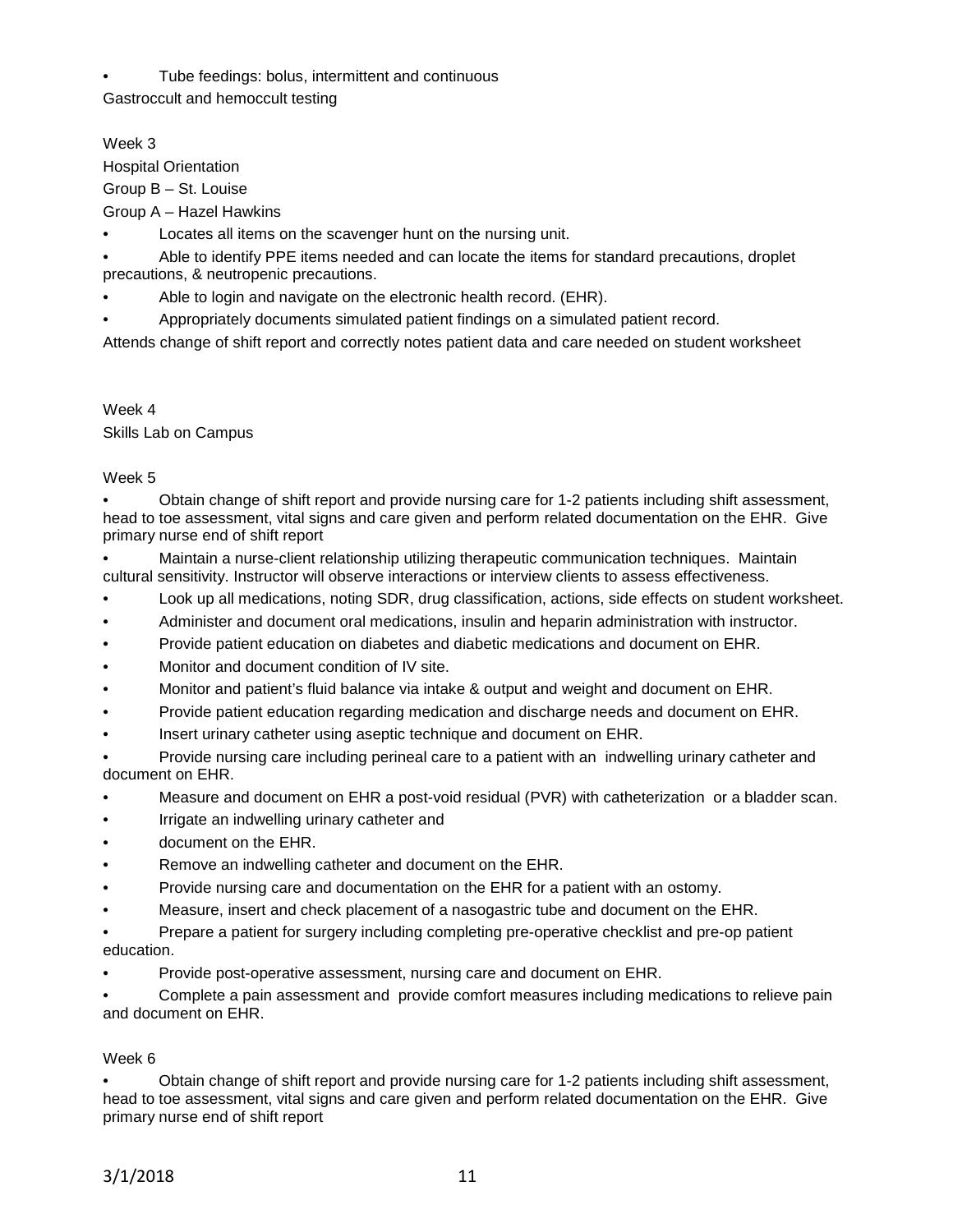- Tube feedings: bolus, intermittent and continuous

Gastroccult and hemoccult testing

Week 3

Hospital Orientation

Group B – St. Louise

Group A – Hazel Hawkins

- Locates all items on the scavenger hunt on the nursing unit.
- Able to identify PPE items needed and can locate the items for standard precautions, droplet precautions, & neutropenic precautions.
- Able to login and navigate on the electronic health record. (EHR).
- Appropriately documents simulated patient findings on a simulated patient record.

Attends change of shift report and correctly notes patient data and care needed on student worksheet

Week 4

Skills Lab on Campus

Week 5

- Obtain change of shift report and provide nursing care for 1-2 patients including shift assessment, head to toe assessment, vital signs and care given and perform related documentation on the EHR. Give primary nurse end of shift report
- Maintain a nurse-client relationship utilizing therapeutic communication techniques. Maintain cultural sensitivity. Instructor will observe interactions or interview clients to assess effectiveness.
- Look up all medications, noting SDR, drug classification, actions, side effects on student worksheet.
- Administer and document oral medications, insulin and heparin administration with instructor.
- Provide patient education on diabetes and diabetic medications and document on EHR.
- Monitor and document condition of IV site.
- Monitor and patient's fluid balance via intake & output and weight and document on EHR.
- Provide patient education regarding medication and discharge needs and document on EHR.
- Insert urinary catheter using aseptic technique and document on EHR.
- Provide nursing care including perineal care to a patient with an indwelling urinary catheter and document on EHR.
- Measure and document on EHR a post-void residual (PVR) with catheterization or a bladder scan.
- Irrigate an indwelling urinary catheter and
- document on the EHR.
- Remove an indwelling catheter and document on the EHR.
- Provide nursing care and documentation on the EHR for a patient with an ostomy.
- Measure, insert and check placement of a nasogastric tube and document on the EHR.
- Prepare a patient for surgery including completing pre-operative checklist and pre-op patient education.
- Provide post-operative assessment, nursing care and document on EHR.
- Complete a pain assessment and provide comfort measures including medications to relieve pain and document on EHR.

Week 6

- Obtain change of shift report and provide nursing care for 1-2 patients including shift assessment, head to toe assessment, vital signs and care given and perform related documentation on the EHR. Give primary nurse end of shift report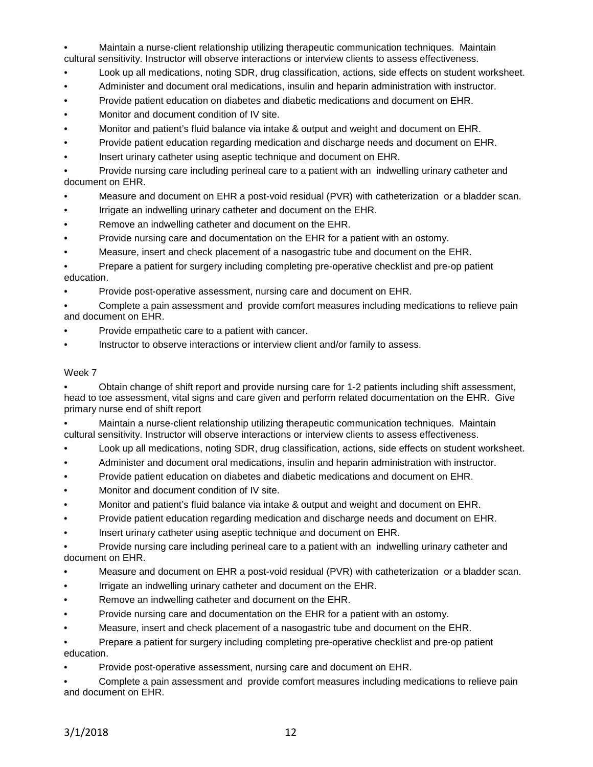- Maintain a nurse-client relationship utilizing therapeutic communication techniques. Maintain cultural sensitivity. Instructor will observe interactions or interview clients to assess effectiveness.
- Look up all medications, noting SDR, drug classification, actions, side effects on student worksheet.
- Administer and document oral medications, insulin and heparin administration with instructor.
- Provide patient education on diabetes and diabetic medications and document on EHR.
- Monitor and document condition of IV site.
- Monitor and patient's fluid balance via intake & output and weight and document on EHR.
- Provide patient education regarding medication and discharge needs and document on EHR.
- Insert urinary catheter using aseptic technique and document on EHR.
- Provide nursing care including perineal care to a patient with an indwelling urinary catheter and document on EHR.
- Measure and document on EHR a post-void residual (PVR) with catheterization or a bladder scan.
- Irrigate an indwelling urinary catheter and document on the EHR.
- Remove an indwelling catheter and document on the EHR.
- Provide nursing care and documentation on the EHR for a patient with an ostomy.
- Measure, insert and check placement of a nasogastric tube and document on the EHR.
- Prepare a patient for surgery including completing pre-operative checklist and pre-op patient education.
- Provide post-operative assessment, nursing care and document on EHR.
- Complete a pain assessment and provide comfort measures including medications to relieve pain and document on EHR.
- Provide empathetic care to a patient with cancer.
- Instructor to observe interactions or interview client and/or family to assess.

Week 7

- Obtain change of shift report and provide nursing care for 1-2 patients including shift assessment, head to toe assessment, vital signs and care given and perform related documentation on the EHR. Give primary nurse end of shift report
- Maintain a nurse-client relationship utilizing therapeutic communication techniques. Maintain cultural sensitivity. Instructor will observe interactions or interview clients to assess effectiveness.
- Look up all medications, noting SDR, drug classification, actions, side effects on student worksheet.
- Administer and document oral medications, insulin and heparin administration with instructor.
- Provide patient education on diabetes and diabetic medications and document on EHR.
- Monitor and document condition of IV site.
- Monitor and patient's fluid balance via intake & output and weight and document on EHR.
- Provide patient education regarding medication and discharge needs and document on EHR.
- Insert urinary catheter using aseptic technique and document on EHR.
- Provide nursing care including perineal care to a patient with an indwelling urinary catheter and document on EHR.
- Measure and document on EHR a post-void residual (PVR) with catheterization or a bladder scan.
- Irrigate an indwelling urinary catheter and document on the EHR.
- Remove an indwelling catheter and document on the EHR.
- Provide nursing care and documentation on the EHR for a patient with an ostomy.
- Measure, insert and check placement of a nasogastric tube and document on the EHR.
- Prepare a patient for surgery including completing pre-operative checklist and pre-op patient education.
- Provide post-operative assessment, nursing care and document on EHR.
- Complete a pain assessment and provide comfort measures including medications to relieve pain and document on EHR.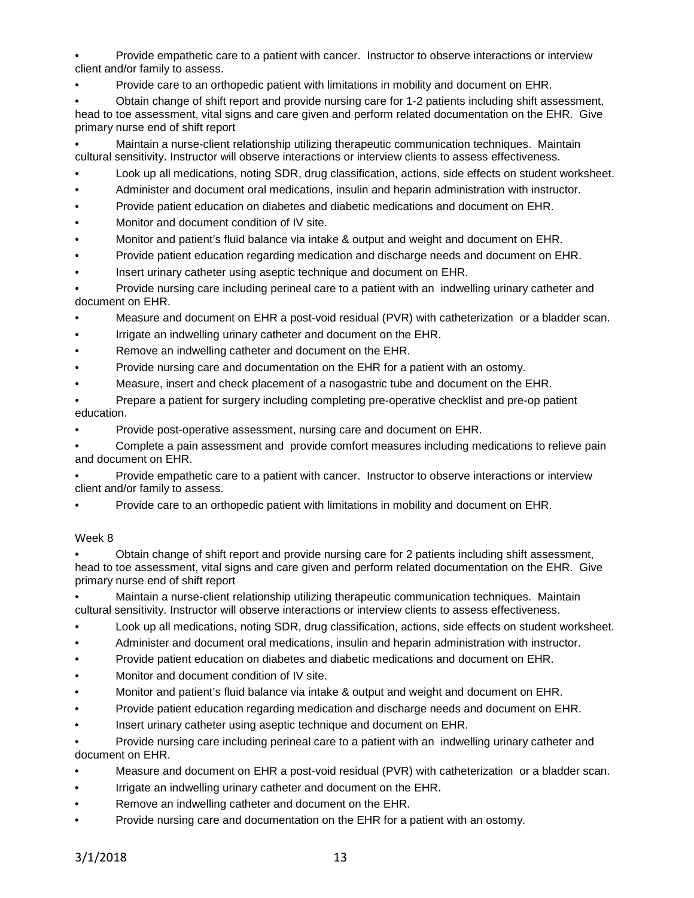- Provide empathetic care to a patient with cancer. Instructor to observe interactions or interview client and/or family to assess.
- Provide care to an orthopedic patient with limitations in mobility and document on EHR.
- Obtain change of shift report and provide nursing care for 1-2 patients including shift assessment, head to toe assessment, vital signs and care given and perform related documentation on the EHR. Give primary nurse end of shift report
- Maintain a nurse-client relationship utilizing therapeutic communication techniques. Maintain cultural sensitivity. Instructor will observe interactions or interview clients to assess effectiveness.
- Look up all medications, noting SDR, drug classification, actions, side effects on student worksheet.
- Administer and document oral medications, insulin and heparin administration with instructor.
- Provide patient education on diabetes and diabetic medications and document on EHR.
- Monitor and document condition of IV site.
- Monitor and patient's fluid balance via intake & output and weight and document on EHR.
- Provide patient education regarding medication and discharge needs and document on EHR.
- Insert urinary catheter using aseptic technique and document on EHR.
- Provide nursing care including perineal care to a patient with an indwelling urinary catheter and document on EHR.
- Measure and document on EHR a post-void residual (PVR) with catheterization or a bladder scan.
- Irrigate an indwelling urinary catheter and document on the EHR.
- Remove an indwelling catheter and document on the EHR.
- Provide nursing care and documentation on the EHR for a patient with an ostomy.
- Measure, insert and check placement of a nasogastric tube and document on the EHR.
- Prepare a patient for surgery including completing pre-operative checklist and pre-op patient education.
- Provide post-operative assessment, nursing care and document on EHR.
- Complete a pain assessment and provide comfort measures including medications to relieve pain and document on EHR.
- Provide empathetic care to a patient with cancer. Instructor to observe interactions or interview client and/or family to assess.
- Provide care to an orthopedic patient with limitations in mobility and document on EHR.

Week 8

- Obtain change of shift report and provide nursing care for 2 patients including shift assessment, head to toe assessment, vital signs and care given and perform related documentation on the EHR. Give primary nurse end of shift report
- Maintain a nurse-client relationship utilizing therapeutic communication techniques. Maintain cultural sensitivity. Instructor will observe interactions or interview clients to assess effectiveness.
- Look up all medications, noting SDR, drug classification, actions, side effects on student worksheet.
- Administer and document oral medications, insulin and heparin administration with instructor.
- Provide patient education on diabetes and diabetic medications and document on EHR.
- Monitor and document condition of IV site.
- Monitor and patient's fluid balance via intake & output and weight and document on EHR.
- Provide patient education regarding medication and discharge needs and document on EHR.
- Insert urinary catheter using aseptic technique and document on EHR.
- Provide nursing care including perineal care to a patient with an indwelling urinary catheter and document on EHR.
- Measure and document on EHR a post-void residual (PVR) with catheterization or a bladder scan.
- Irrigate an indwelling urinary catheter and document on the EHR.
- Remove an indwelling catheter and document on the EHR.
- Provide nursing care and documentation on the EHR for a patient with an ostomy.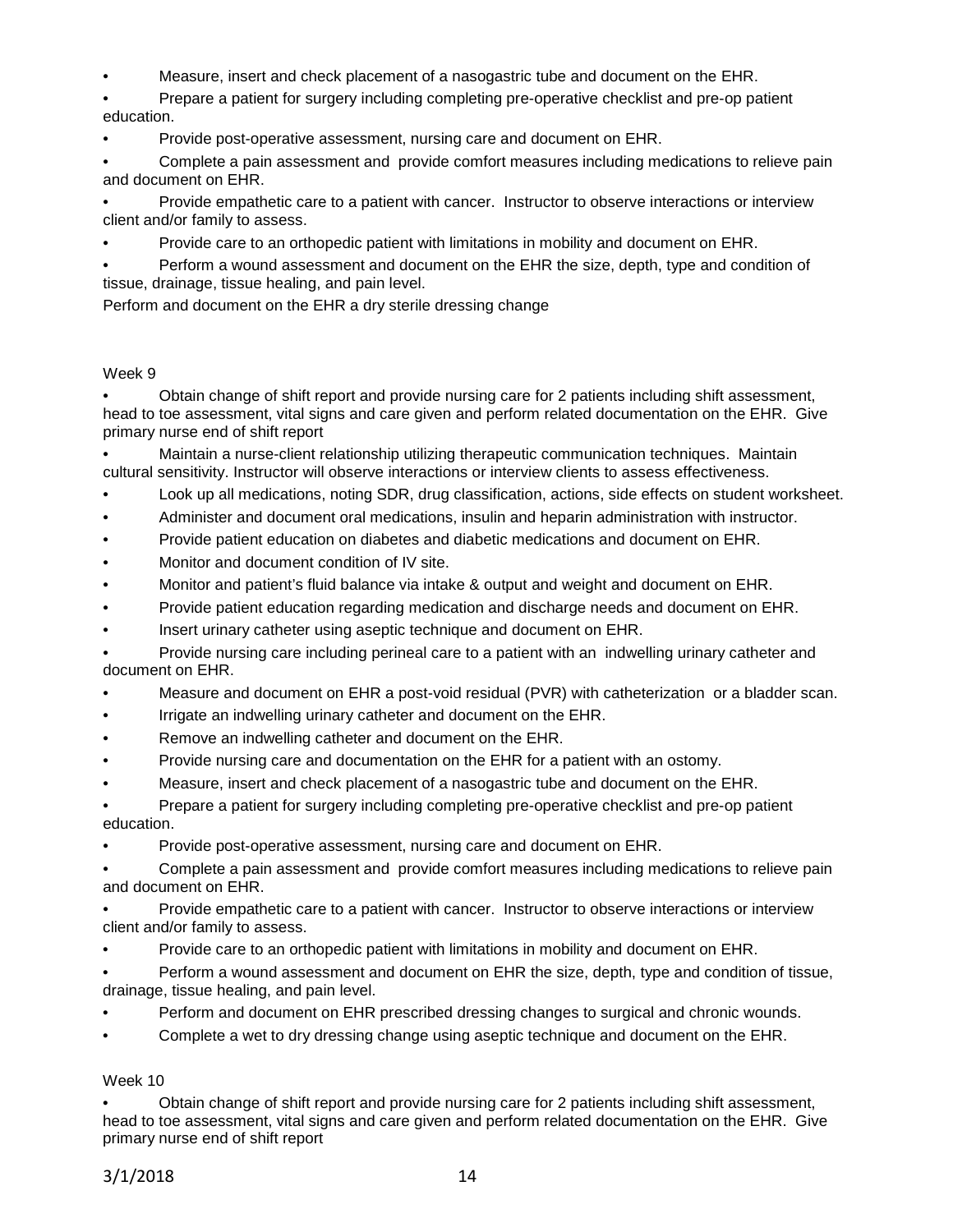- Measure, insert and check placement of a nasogastric tube and document on the EHR.
- Prepare a patient for surgery including completing pre-operative checklist and pre-op patient education.
- Provide post-operative assessment, nursing care and document on EHR.
- Complete a pain assessment and provide comfort measures including medications to relieve pain and document on EHR.
- Provide empathetic care to a patient with cancer. Instructor to observe interactions or interview client and/or family to assess.
- Provide care to an orthopedic patient with limitations in mobility and document on EHR.
- Perform a wound assessment and document on the EHR the size, depth, type and condition of tissue, drainage, tissue healing, and pain level.

Perform and document on the EHR a dry sterile dressing change

Week 9

- Obtain change of shift report and provide nursing care for 2 patients including shift assessment, head to toe assessment, vital signs and care given and perform related documentation on the EHR. Give primary nurse end of shift report
- Maintain a nurse-client relationship utilizing therapeutic communication techniques. Maintain cultural sensitivity. Instructor will observe interactions or interview clients to assess effectiveness.
- Look up all medications, noting SDR, drug classification, actions, side effects on student worksheet.
- Administer and document oral medications, insulin and heparin administration with instructor.
- Provide patient education on diabetes and diabetic medications and document on EHR.
- Monitor and document condition of IV site.
- Monitor and patient's fluid balance via intake & output and weight and document on EHR.
- Provide patient education regarding medication and discharge needs and document on EHR.
- Insert urinary catheter using aseptic technique and document on EHR.
- Provide nursing care including perineal care to a patient with an indwelling urinary catheter and document on EHR.
- Measure and document on EHR a post-void residual (PVR) with catheterization or a bladder scan.
- Irrigate an indwelling urinary catheter and document on the EHR.
- Remove an indwelling catheter and document on the EHR.
- Provide nursing care and documentation on the EHR for a patient with an ostomy.
- Measure, insert and check placement of a nasogastric tube and document on the EHR.
- Prepare a patient for surgery including completing pre-operative checklist and pre-op patient education.
- Provide post-operative assessment, nursing care and document on EHR.
- Complete a pain assessment and provide comfort measures including medications to relieve pain and document on EHR.
- Provide empathetic care to a patient with cancer. Instructor to observe interactions or interview client and/or family to assess.
- Provide care to an orthopedic patient with limitations in mobility and document on EHR.
- Perform a wound assessment and document on EHR the size, depth, type and condition of tissue, drainage, tissue healing, and pain level.
- Perform and document on EHR prescribed dressing changes to surgical and chronic wounds.
- Complete a wet to dry dressing change using aseptic technique and document on the EHR.

Week 10

- Obtain change of shift report and provide nursing care for 2 patients including shift assessment, head to toe assessment, vital signs and care given and perform related documentation on the EHR. Give primary nurse end of shift report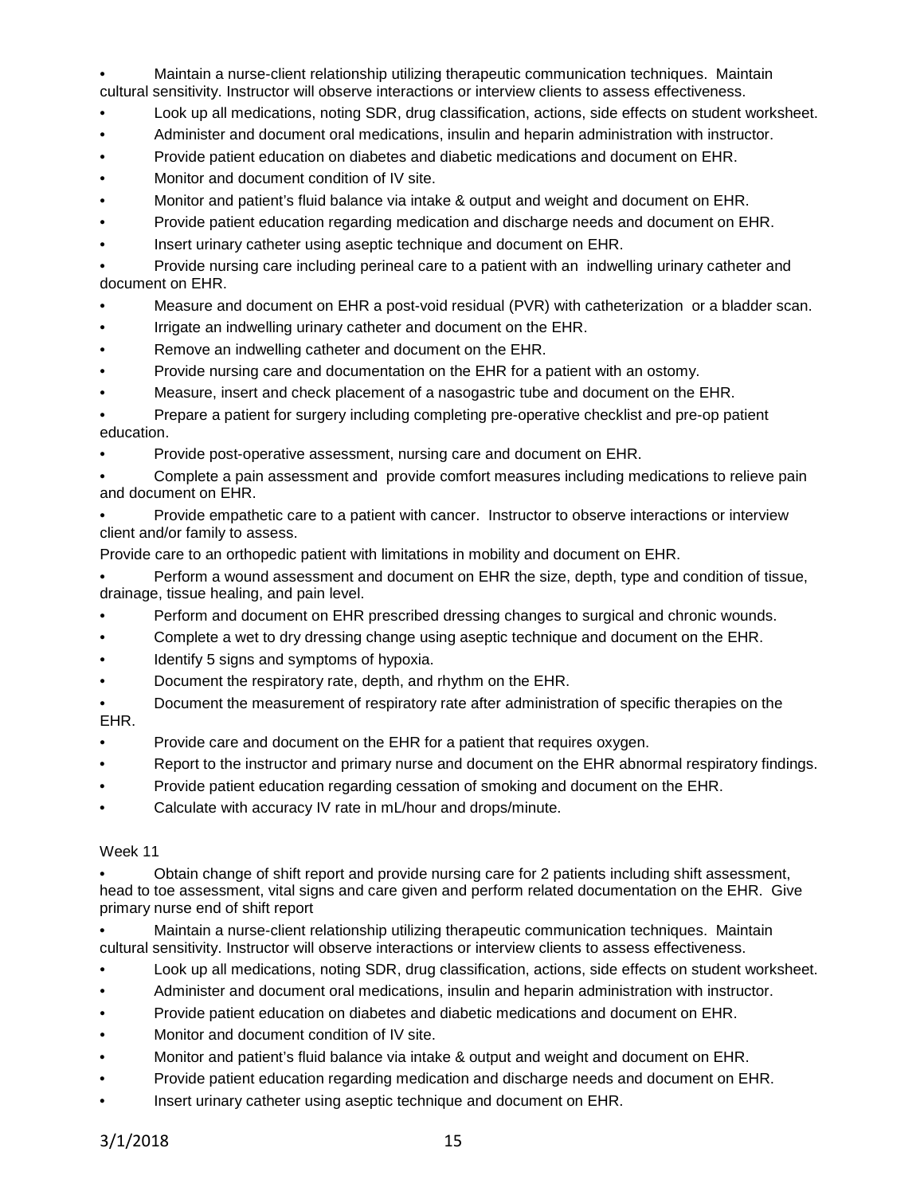- Maintain a nurse-client relationship utilizing therapeutic communication techniques. Maintain cultural sensitivity. Instructor will observe interactions or interview clients to assess effectiveness.
- Look up all medications, noting SDR, drug classification, actions, side effects on student worksheet.
- Administer and document oral medications, insulin and heparin administration with instructor.
- Provide patient education on diabetes and diabetic medications and document on EHR.
- Monitor and document condition of IV site.
- Monitor and patient's fluid balance via intake & output and weight and document on EHR.
- Provide patient education regarding medication and discharge needs and document on EHR.
- Insert urinary catheter using aseptic technique and document on EHR.
- Provide nursing care including perineal care to a patient with an indwelling urinary catheter and document on EHR.
- Measure and document on EHR a post-void residual (PVR) with catheterization or a bladder scan.
- Irrigate an indwelling urinary catheter and document on the EHR.
- Remove an indwelling catheter and document on the EHR.
- Provide nursing care and documentation on the EHR for a patient with an ostomy.
- Measure, insert and check placement of a nasogastric tube and document on the EHR.
- Prepare a patient for surgery including completing pre-operative checklist and pre-op patient education.
- Provide post-operative assessment, nursing care and document on EHR.
- Complete a pain assessment and provide comfort measures including medications to relieve pain and document on EHR.
- Provide empathetic care to a patient with cancer. Instructor to observe interactions or interview client and/or family to assess.

Provide care to an orthopedic patient with limitations in mobility and document on EHR.

- Perform a wound assessment and document on EHR the size, depth, type and condition of tissue, drainage, tissue healing, and pain level.
- Perform and document on EHR prescribed dressing changes to surgical and chronic wounds.
- Complete a wet to dry dressing change using aseptic technique and document on the EHR.
- Identify 5 signs and symptoms of hypoxia.
- Document the respiratory rate, depth, and rhythm on the EHR.
- Document the measurement of respiratory rate after administration of specific therapies on the EHR.
- Provide care and document on the EHR for a patient that requires oxygen.
- Report to the instructor and primary nurse and document on the EHR abnormal respiratory findings.
- Provide patient education regarding cessation of smoking and document on the EHR.
- Calculate with accuracy IV rate in mL/hour and drops/minute.

Week 11

- Obtain change of shift report and provide nursing care for 2 patients including shift assessment, head to toe assessment, vital signs and care given and perform related documentation on the EHR. Give primary nurse end of shift report
- Maintain a nurse-client relationship utilizing therapeutic communication techniques. Maintain cultural sensitivity. Instructor will observe interactions or interview clients to assess effectiveness.
- Look up all medications, noting SDR, drug classification, actions, side effects on student worksheet.
- Administer and document oral medications, insulin and heparin administration with instructor.
- Provide patient education on diabetes and diabetic medications and document on EHR.
- Monitor and document condition of IV site.
- Monitor and patient's fluid balance via intake & output and weight and document on EHR.
- Provide patient education regarding medication and discharge needs and document on EHR.
- Insert urinary catheter using aseptic technique and document on EHR.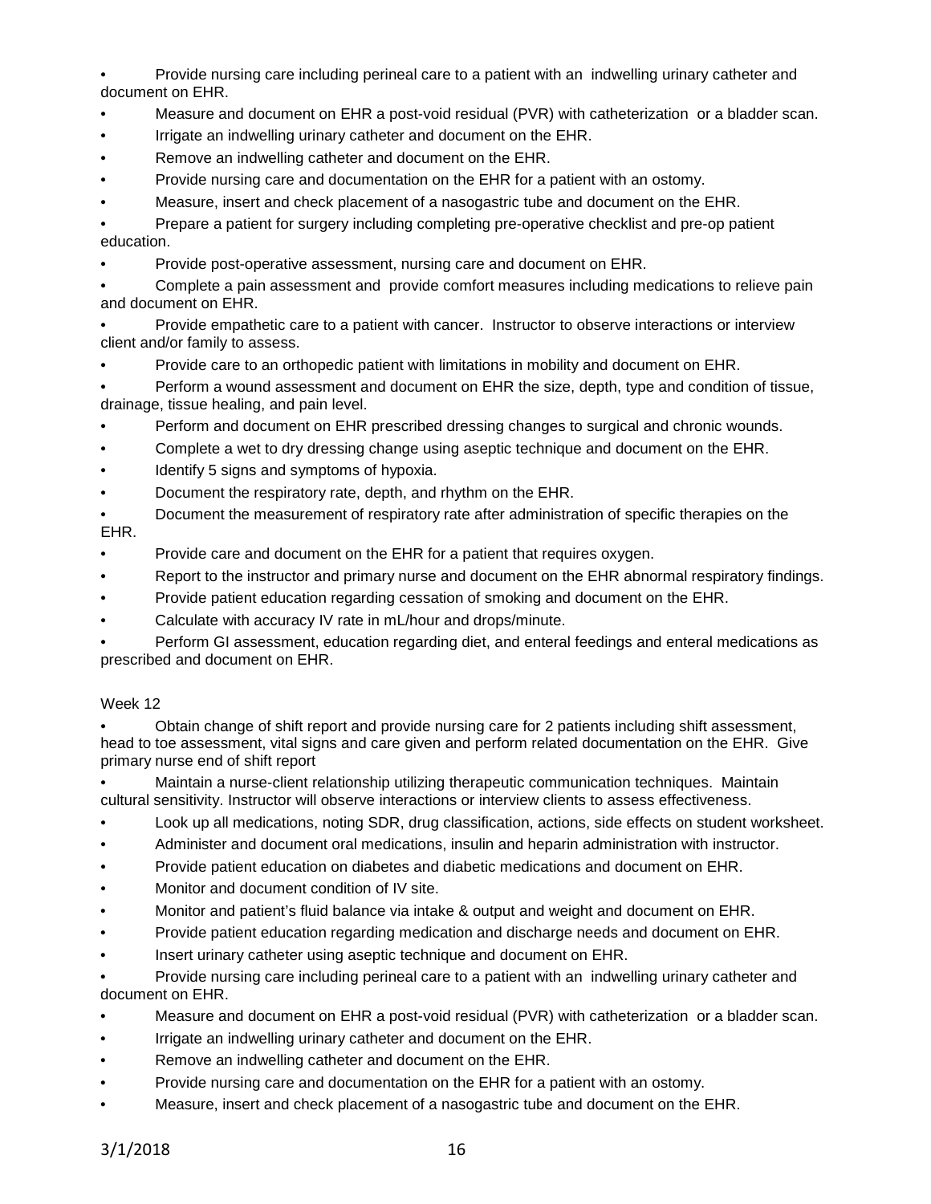- Provide nursing care including perineal care to a patient with an indwelling urinary catheter and document on EHR.
- Measure and document on EHR a post-void residual (PVR) with catheterization or a bladder scan.
- Irrigate an indwelling urinary catheter and document on the EHR.
- Remove an indwelling catheter and document on the EHR.
- Provide nursing care and documentation on the EHR for a patient with an ostomy.
- Measure, insert and check placement of a nasogastric tube and document on the EHR.
- Prepare a patient for surgery including completing pre-operative checklist and pre-op patient education.
- Provide post-operative assessment, nursing care and document on EHR.
- Complete a pain assessment and provide comfort measures including medications to relieve pain and document on EHR.
- Provide empathetic care to a patient with cancer. Instructor to observe interactions or interview client and/or family to assess.
- Provide care to an orthopedic patient with limitations in mobility and document on EHR.
- Perform a wound assessment and document on EHR the size, depth, type and condition of tissue, drainage, tissue healing, and pain level.
- Perform and document on EHR prescribed dressing changes to surgical and chronic wounds.
- Complete a wet to dry dressing change using aseptic technique and document on the EHR.
- Identify 5 signs and symptoms of hypoxia.
- Document the respiratory rate, depth, and rhythm on the EHR.
- Document the measurement of respiratory rate after administration of specific therapies on the EHR.
- Provide care and document on the EHR for a patient that requires oxygen.
- Report to the instructor and primary nurse and document on the EHR abnormal respiratory findings.
- Provide patient education regarding cessation of smoking and document on the EHR.
- Calculate with accuracy IV rate in mL/hour and drops/minute.
- Perform GI assessment, education regarding diet, and enteral feedings and enteral medications as prescribed and document on EHR.

Week 12

- Obtain change of shift report and provide nursing care for 2 patients including shift assessment, head to toe assessment, vital signs and care given and perform related documentation on the EHR. Give primary nurse end of shift report
- Maintain a nurse-client relationship utilizing therapeutic communication techniques. Maintain cultural sensitivity. Instructor will observe interactions or interview clients to assess effectiveness.
- Look up all medications, noting SDR, drug classification, actions, side effects on student worksheet.
- Administer and document oral medications, insulin and heparin administration with instructor.
- Provide patient education on diabetes and diabetic medications and document on EHR.
- Monitor and document condition of IV site.
- Monitor and patient's fluid balance via intake & output and weight and document on EHR.
- Provide patient education regarding medication and discharge needs and document on EHR.
- Insert urinary catheter using aseptic technique and document on EHR.
- Provide nursing care including perineal care to a patient with an indwelling urinary catheter and document on EHR.
- Measure and document on EHR a post-void residual (PVR) with catheterization or a bladder scan.
- Irrigate an indwelling urinary catheter and document on the EHR.
- Remove an indwelling catheter and document on the EHR.
- Provide nursing care and documentation on the EHR for a patient with an ostomy.
- Measure, insert and check placement of a nasogastric tube and document on the EHR.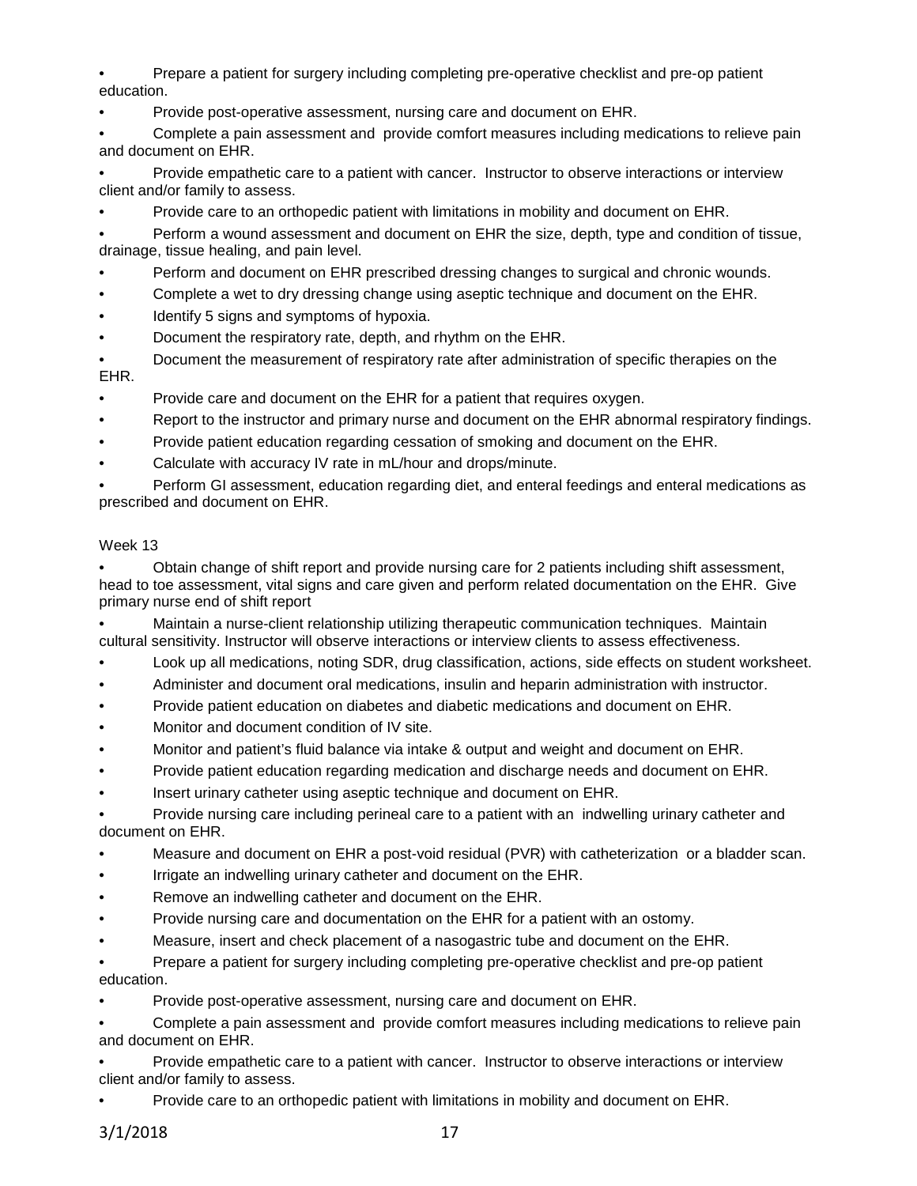- Prepare a patient for surgery including completing pre-operative checklist and pre-op patient education.
- Provide post-operative assessment, nursing care and document on EHR.
- Complete a pain assessment and provide comfort measures including medications to relieve pain and document on EHR.
- Provide empathetic care to a patient with cancer. Instructor to observe interactions or interview client and/or family to assess.
- Provide care to an orthopedic patient with limitations in mobility and document on EHR.
- Perform a wound assessment and document on EHR the size, depth, type and condition of tissue, drainage, tissue healing, and pain level.
- Perform and document on EHR prescribed dressing changes to surgical and chronic wounds.
- Complete a wet to dry dressing change using aseptic technique and document on the EHR.
- Identify 5 signs and symptoms of hypoxia.
- Document the respiratory rate, depth, and rhythm on the EHR.
- Document the measurement of respiratory rate after administration of specific therapies on the EHR.
- Provide care and document on the EHR for a patient that requires oxygen.
- Report to the instructor and primary nurse and document on the EHR abnormal respiratory findings.
- Provide patient education regarding cessation of smoking and document on the EHR.
- Calculate with accuracy IV rate in mL/hour and drops/minute.
- Perform GI assessment, education regarding diet, and enteral feedings and enteral medications as prescribed and document on EHR.

Week 13

- Obtain change of shift report and provide nursing care for 2 patients including shift assessment, head to toe assessment, vital signs and care given and perform related documentation on the EHR. Give primary nurse end of shift report
- Maintain a nurse-client relationship utilizing therapeutic communication techniques. Maintain cultural sensitivity. Instructor will observe interactions or interview clients to assess effectiveness.
- Look up all medications, noting SDR, drug classification, actions, side effects on student worksheet.
- Administer and document oral medications, insulin and heparin administration with instructor.
- Provide patient education on diabetes and diabetic medications and document on EHR.
- Monitor and document condition of IV site.
- Monitor and patient's fluid balance via intake & output and weight and document on EHR.
- Provide patient education regarding medication and discharge needs and document on EHR.
- Insert urinary catheter using aseptic technique and document on EHR.
- Provide nursing care including perineal care to a patient with an indwelling urinary catheter and document on EHR.
- Measure and document on EHR a post-void residual (PVR) with catheterization or a bladder scan.
- Irrigate an indwelling urinary catheter and document on the EHR.
- Remove an indwelling catheter and document on the EHR.
- Provide nursing care and documentation on the EHR for a patient with an ostomy.
- Measure, insert and check placement of a nasogastric tube and document on the EHR.
- Prepare a patient for surgery including completing pre-operative checklist and pre-op patient education.
- Provide post-operative assessment, nursing care and document on EHR.
- Complete a pain assessment and provide comfort measures including medications to relieve pain and document on EHR.
- Provide empathetic care to a patient with cancer. Instructor to observe interactions or interview client and/or family to assess.
- Provide care to an orthopedic patient with limitations in mobility and document on EHR.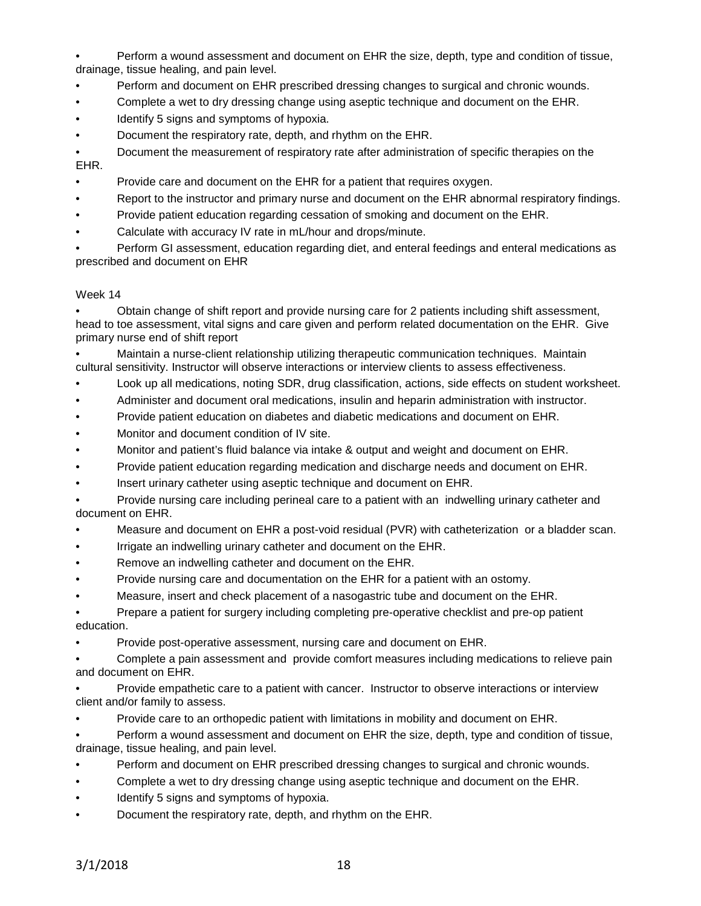- Perform a wound assessment and document on EHR the size, depth, type and condition of tissue, drainage, tissue healing, and pain level.
- Perform and document on EHR prescribed dressing changes to surgical and chronic wounds.
- Complete a wet to dry dressing change using aseptic technique and document on the EHR.
- Identify 5 signs and symptoms of hypoxia.
- Document the respiratory rate, depth, and rhythm on the EHR.
- Document the measurement of respiratory rate after administration of specific therapies on the EHR.
- Provide care and document on the EHR for a patient that requires oxygen.
- Report to the instructor and primary nurse and document on the EHR abnormal respiratory findings.
- Provide patient education regarding cessation of smoking and document on the EHR.
- Calculate with accuracy IV rate in mL/hour and drops/minute.
- Perform GI assessment, education regarding diet, and enteral feedings and enteral medications as prescribed and document on EHR

Week 14

- Obtain change of shift report and provide nursing care for 2 patients including shift assessment, head to toe assessment, vital signs and care given and perform related documentation on the EHR. Give primary nurse end of shift report
- Maintain a nurse-client relationship utilizing therapeutic communication techniques. Maintain cultural sensitivity. Instructor will observe interactions or interview clients to assess effectiveness.
- Look up all medications, noting SDR, drug classification, actions, side effects on student worksheet.
- Administer and document oral medications, insulin and heparin administration with instructor.
- Provide patient education on diabetes and diabetic medications and document on EHR.
- Monitor and document condition of IV site.
- Monitor and patient's fluid balance via intake & output and weight and document on EHR.
- Provide patient education regarding medication and discharge needs and document on EHR.
- Insert urinary catheter using aseptic technique and document on EHR.
- Provide nursing care including perineal care to a patient with an indwelling urinary catheter and document on EHR.
- Measure and document on EHR a post-void residual (PVR) with catheterization or a bladder scan.
- Irrigate an indwelling urinary catheter and document on the EHR.
- Remove an indwelling catheter and document on the EHR.
- Provide nursing care and documentation on the EHR for a patient with an ostomy.
- Measure, insert and check placement of a nasogastric tube and document on the EHR.
- Prepare a patient for surgery including completing pre-operative checklist and pre-op patient education.
- Provide post-operative assessment, nursing care and document on EHR.
- Complete a pain assessment and provide comfort measures including medications to relieve pain and document on EHR.
- Provide empathetic care to a patient with cancer. Instructor to observe interactions or interview client and/or family to assess.
- Provide care to an orthopedic patient with limitations in mobility and document on EHR.
- Perform a wound assessment and document on EHR the size, depth, type and condition of tissue, drainage, tissue healing, and pain level.
- Perform and document on EHR prescribed dressing changes to surgical and chronic wounds.
- Complete a wet to dry dressing change using aseptic technique and document on the EHR.
- Identify 5 signs and symptoms of hypoxia.
- Document the respiratory rate, depth, and rhythm on the EHR.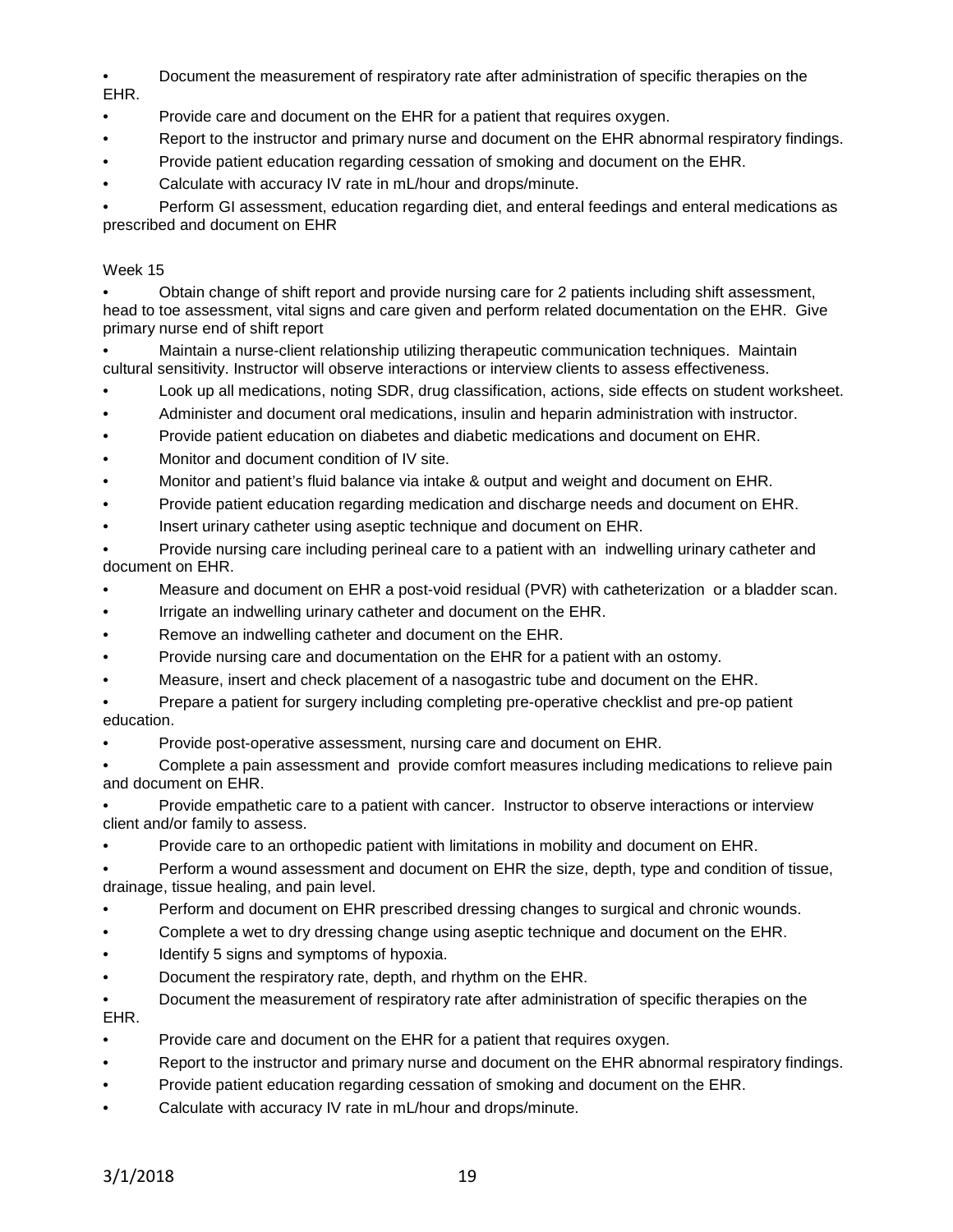- Document the measurement of respiratory rate after administration of specific therapies on the EHR.
- Provide care and document on the EHR for a patient that requires oxygen.
- Report to the instructor and primary nurse and document on the EHR abnormal respiratory findings.
- Provide patient education regarding cessation of smoking and document on the EHR.
- Calculate with accuracy IV rate in mL/hour and drops/minute.
- Perform GI assessment, education regarding diet, and enteral feedings and enteral medications as prescribed and document on EHR

Week 15

- Obtain change of shift report and provide nursing care for 2 patients including shift assessment, head to toe assessment, vital signs and care given and perform related documentation on the EHR. Give primary nurse end of shift report
- Maintain a nurse-client relationship utilizing therapeutic communication techniques. Maintain cultural sensitivity. Instructor will observe interactions or interview clients to assess effectiveness.
- Look up all medications, noting SDR, drug classification, actions, side effects on student worksheet.
- Administer and document oral medications, insulin and heparin administration with instructor.
- Provide patient education on diabetes and diabetic medications and document on EHR.
- Monitor and document condition of IV site.
- Monitor and patient's fluid balance via intake & output and weight and document on EHR.
- Provide patient education regarding medication and discharge needs and document on EHR.
- Insert urinary catheter using aseptic technique and document on EHR.
- Provide nursing care including perineal care to a patient with an indwelling urinary catheter and document on EHR.
- Measure and document on EHR a post-void residual (PVR) with catheterization or a bladder scan.
- Irrigate an indwelling urinary catheter and document on the EHR.
- Remove an indwelling catheter and document on the EHR.
- Provide nursing care and documentation on the EHR for a patient with an ostomy.
- Measure, insert and check placement of a nasogastric tube and document on the EHR.
- Prepare a patient for surgery including completing pre-operative checklist and pre-op patient education.
- Provide post-operative assessment, nursing care and document on EHR.
- Complete a pain assessment and provide comfort measures including medications to relieve pain and document on EHR.
- Provide empathetic care to a patient with cancer. Instructor to observe interactions or interview client and/or family to assess.
- Provide care to an orthopedic patient with limitations in mobility and document on EHR.
- Perform a wound assessment and document on EHR the size, depth, type and condition of tissue, drainage, tissue healing, and pain level.
- Perform and document on EHR prescribed dressing changes to surgical and chronic wounds.
- Complete a wet to dry dressing change using aseptic technique and document on the EHR.
- Identify 5 signs and symptoms of hypoxia.
- Document the respiratory rate, depth, and rhythm on the EHR.
- Document the measurement of respiratory rate after administration of specific therapies on the EHR.
- Provide care and document on the EHR for a patient that requires oxygen.
- Report to the instructor and primary nurse and document on the EHR abnormal respiratory findings.
- Provide patient education regarding cessation of smoking and document on the EHR.
- Calculate with accuracy IV rate in mL/hour and drops/minute.

3/1/2018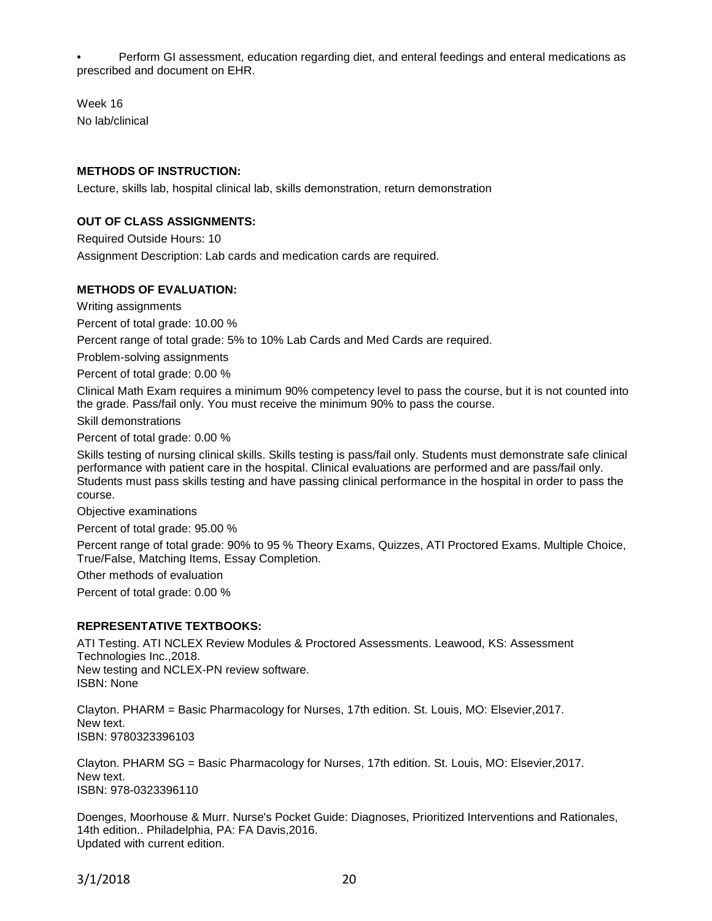- Perform GI assessment, education regarding diet, and enteral feedings and enteral medications as prescribed and document on EHR.

Week 16
No lab/clinical

**METHODS OF INSTRUCTION:**

Lecture, skills lab, hospital clinical lab, skills demonstration, return demonstration

**OUT OF CLASS ASSIGNMENTS:**

Required Outside Hours: 10

Assignment Description: Lab cards and medication cards are required.

**METHODS OF EVALUATION:**

Writing assignments

Percent of total grade: 10.00 %

Percent range of total grade: 5% to 10% Lab Cards and Med Cards are required.

Problem-solving assignments

Percent of total grade: 0.00 %

Clinical Math Exam requires a minimum 90% competency level to pass the course, but it is not counted into the grade. Pass/fail only. You must receive the minimum 90% to pass the course.

Skill demonstrations

Percent of total grade: 0.00 %

Skills testing of nursing clinical skills. Skills testing is pass/fail only. Students must demonstrate safe clinical performance with patient care in the hospital. Clinical evaluations are performed and are pass/fail only. Students must pass skills testing and have passing clinical performance in the hospital in order to pass the course.

Objective examinations

Percent of total grade: 95.00 %

Percent range of total grade: 90% to 95 % Theory Exams, Quizzes, ATI Proctored Exams. Multiple Choice, True/False, Matching Items, Essay Completion.

Other methods of evaluation

Percent of total grade: 0.00 %

**REPRESENTATIVE TEXTBOOKS:**

ATI Testing. ATI NCLEX Review Modules & Proctored Assessments. Leawood, KS: Assessment Technologies Inc.,2018.
New testing and NCLEX-PN review software.
ISBN: None

Clayton. PHARM = Basic Pharmacology for Nurses, 17th edition. St. Louis, MO: Elsevier,2017.
New text.
ISBN: 9780323396103

Clayton. PHARM SG = Basic Pharmacology for Nurses, 17th edition. St. Louis, MO: Elsevier,2017.
New text.
ISBN: 978-0323396110

Doenges, Moorhouse & Murr. Nurse's Pocket Guide: Diagnoses, Prioritized Interventions and Rationales, 14th edition.. Philadelphia, PA: FA Davis,2016.
Updated with current edition.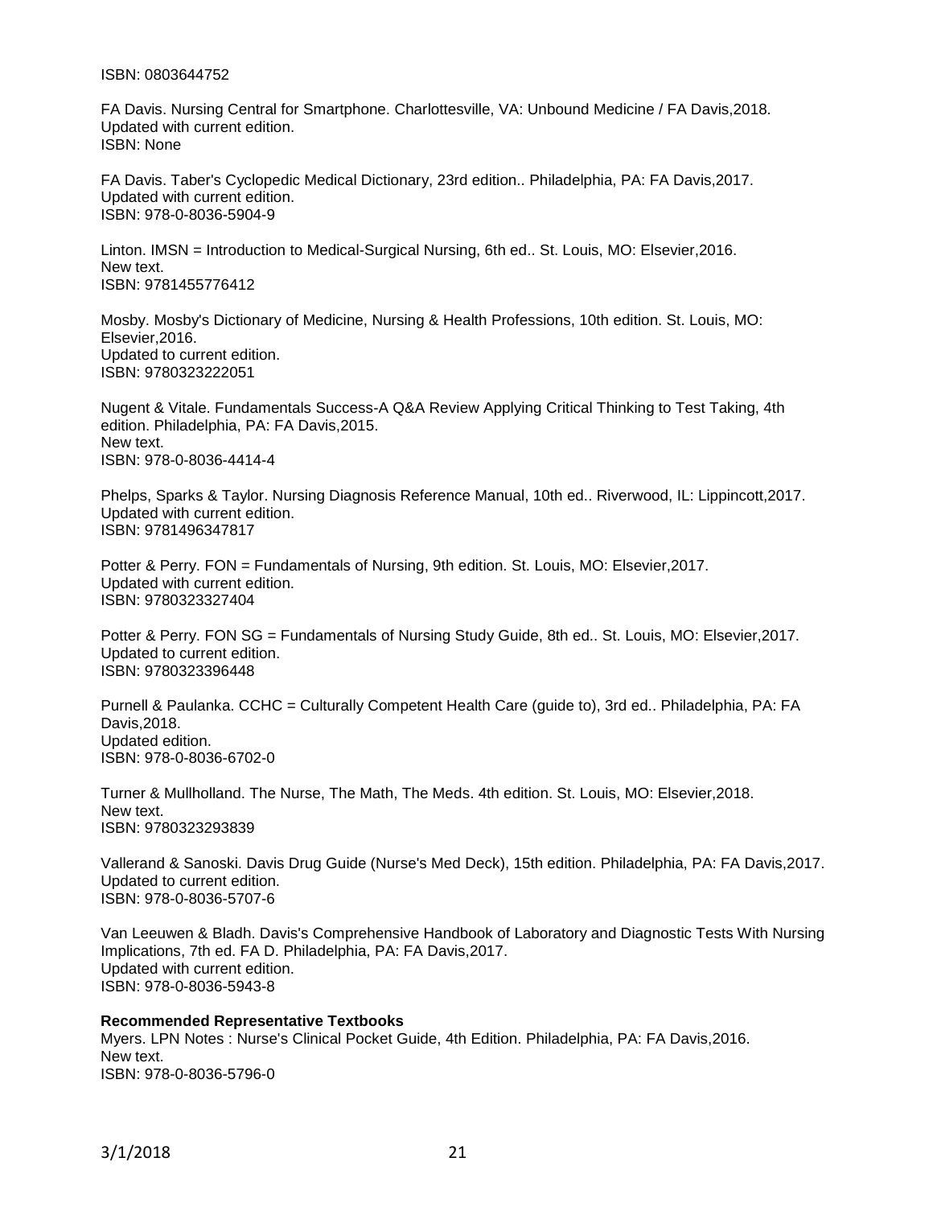ISBN: 0803644752

FA Davis. Nursing Central for Smartphone. Charlottesville, VA: Unbound Medicine / FA Davis,2018.
Updated with current edition.
ISBN: None

FA Davis. Taber's Cyclopedic Medical Dictionary, 23rd edition.. Philadelphia, PA: FA Davis,2017.
Updated with current edition.
ISBN: 978-0-8036-5904-9

Linton. IMSN = Introduction to Medical-Surgical Nursing, 6th ed.. St. Louis, MO: Elsevier,2016.
New text.
ISBN: 9781455776412

Mosby. Mosby's Dictionary of Medicine, Nursing & Health Professions, 10th edition. St. Louis, MO: Elsevier,2016.
Updated to current edition.
ISBN: 9780323222051

Nugent & Vitale. Fundamentals Success-A Q&A Review Applying Critical Thinking to Test Taking, 4th edition. Philadelphia, PA: FA Davis,2015.
New text.
ISBN: 978-0-8036-4414-4

Phelps, Sparks & Taylor. Nursing Diagnosis Reference Manual, 10th ed.. Riverwood, IL: Lippincott,2017.
Updated with current edition.
ISBN: 9781496347817

Potter & Perry. FON = Fundamentals of Nursing, 9th edition. St. Louis, MO: Elsevier,2017.
Updated with current edition.
ISBN: 9780323327404

Potter & Perry. FON SG = Fundamentals of Nursing Study Guide, 8th ed.. St. Louis, MO: Elsevier,2017.
Updated to current edition.
ISBN: 9780323396448

Purnell & Paulanka. CCHC = Culturally Competent Health Care (guide to), 3rd ed.. Philadelphia, PA: FA Davis,2018.
Updated edition.
ISBN: 978-0-8036-6702-0

Turner & Mullholland. The Nurse, The Math, The Meds. 4th edition. St. Louis, MO: Elsevier,2018.
New text.
ISBN: 9780323293839

Vallerand & Sanoski. Davis Drug Guide (Nurse's Med Deck), 15th edition. Philadelphia, PA: FA Davis,2017.
Updated to current edition.
ISBN: 978-0-8036-5707-6

Van Leeuwen & Bladh. Davis's Comprehensive Handbook of Laboratory and Diagnostic Tests With Nursing Implications, 7th ed. FA D. Philadelphia, PA: FA Davis,2017.
Updated with current edition.
ISBN: 978-0-8036-5943-8

**Recommended Representative Textbooks**

Myers. LPN Notes : Nurse's Clinical Pocket Guide, 4th Edition. Philadelphia, PA: FA Davis,2016.
New text.
ISBN: 978-0-8036-5796-0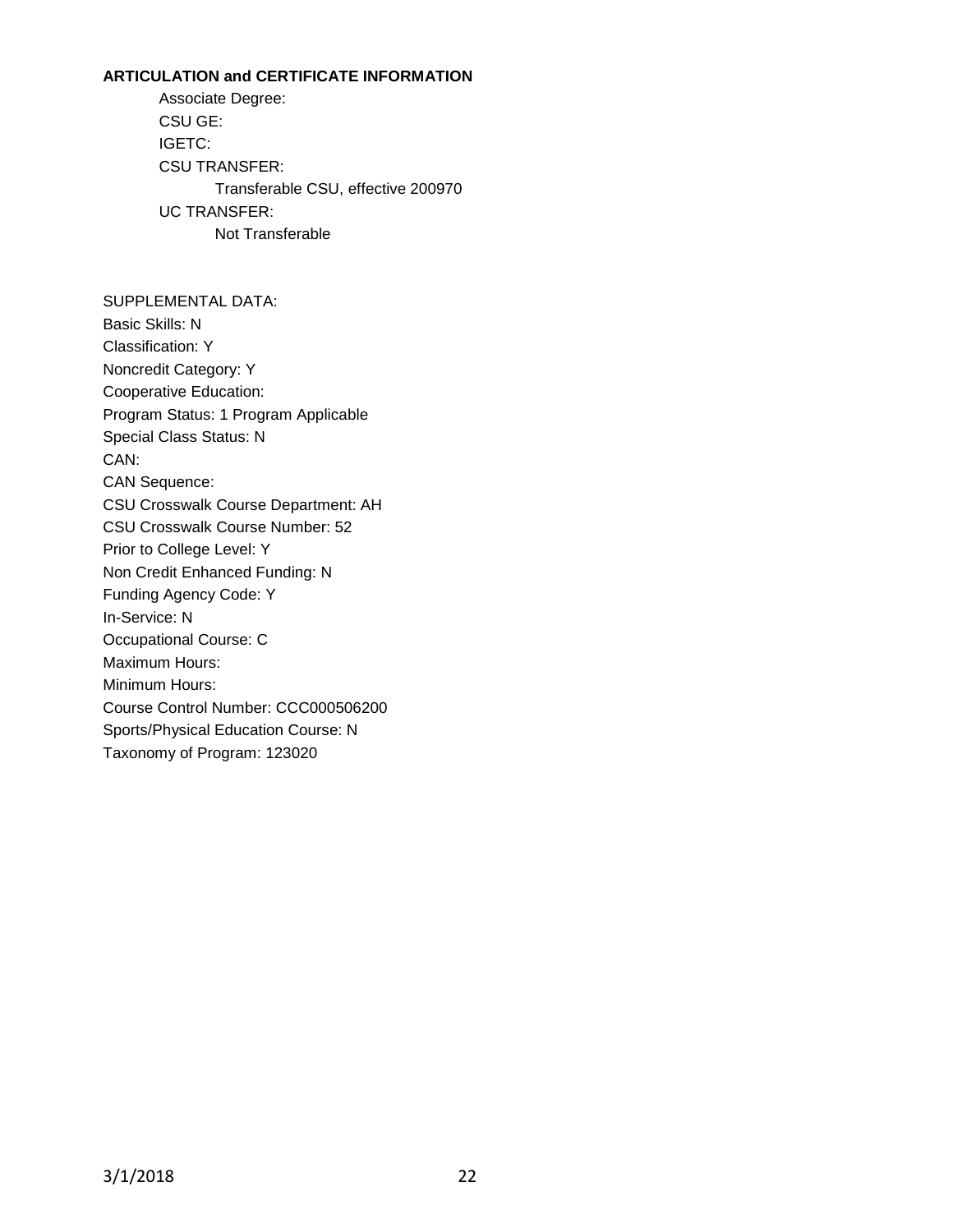**ARTICULATION and CERTIFICATE INFORMATION**

Associate Degree:

CSU GE:

IGETC:

CSU TRANSFER:

Transferable CSU, effective 200970

UC TRANSFER:

Not Transferable

SUPPLEMENTAL DATA:

Basic Skills: N

Classification: Y

Noncredit Category: Y

Cooperative Education:

Program Status: 1 Program Applicable

Special Class Status: N

CAN:

CAN Sequence:

CSU Crosswalk Course Department: AH

CSU Crosswalk Course Number: 52

Prior to College Level: Y

Non Credit Enhanced Funding: N

Funding Agency Code: Y

In-Service: N

Occupational Course: C

Maximum Hours:

Minimum Hours:

Course Control Number: CCC000506200

Sports/Physical Education Course: N

Taxonomy of Program: 123020